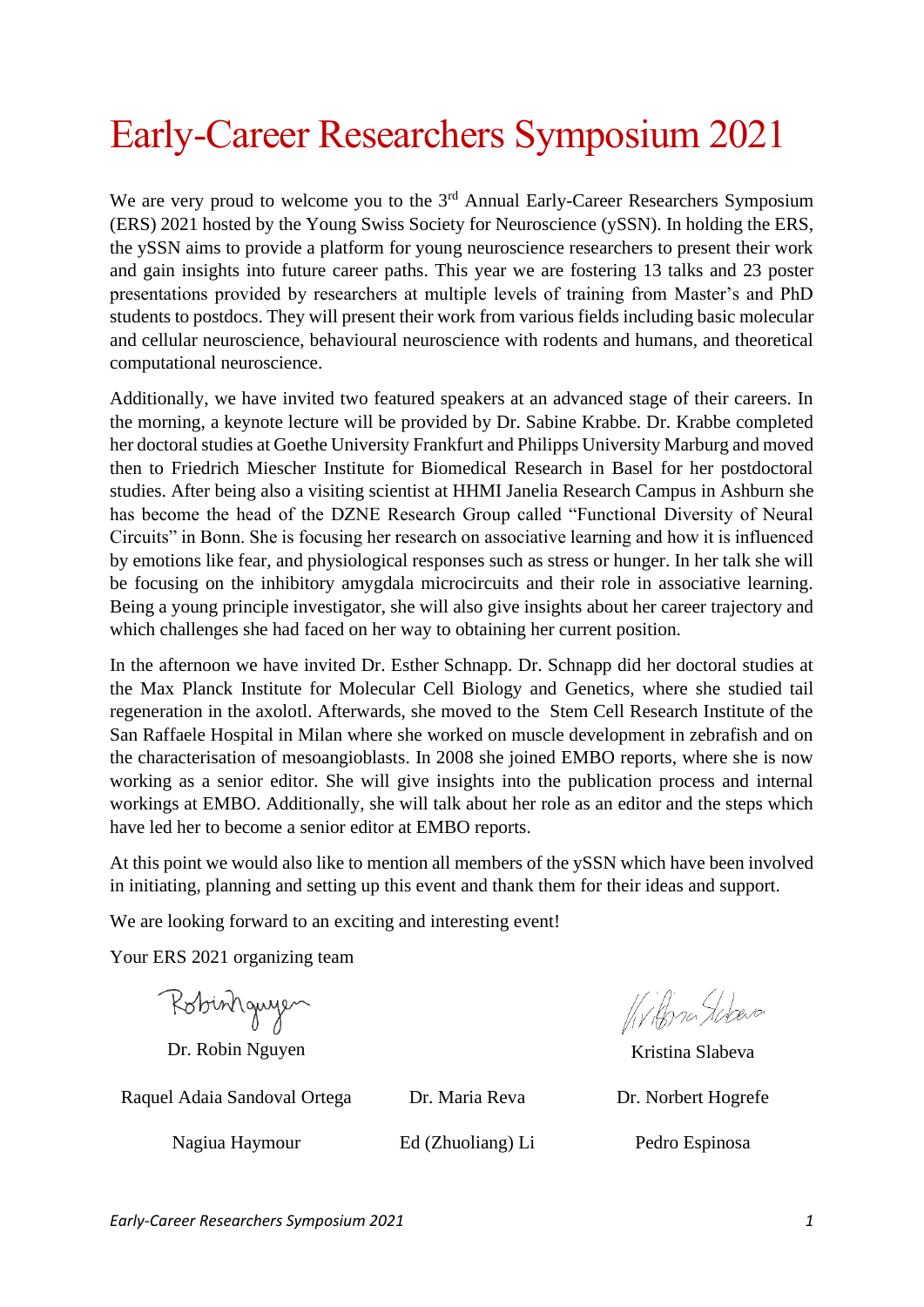# Early-Career Researchers Symposium 2021

We are very proud to welcome you to the 3rd Annual Early-Career Researchers Symposium (ERS) 2021 hosted by the Young Swiss Society for Neuroscience (ySSN). In holding the ERS, the ySSN aims to provide a platform for young neuroscience researchers to present their work and gain insights into future career paths. This year we are fostering 13 talks and 23 poster presentations provided by researchers at multiple levels of training from Master's and PhD students to postdocs. They will present their work from various fields including basic molecular and cellular neuroscience, behavioural neuroscience with rodents and humans, and theoretical computational neuroscience.

Additionally, we have invited two featured speakers at an advanced stage of their careers. In the morning, a keynote lecture will be provided by Dr. Sabine Krabbe. Dr. Krabbe completed her doctoral studies at Goethe University Frankfurt and Philipps University Marburg and moved then to Friedrich Miescher Institute for Biomedical Research in Basel for her postdoctoral studies. After being also a visiting scientist at HHMI Janelia Research Campus in Ashburn she has become the head of the DZNE Research Group called "Functional Diversity of Neural Circuits" in Bonn. She is focusing her research on associative learning and how it is influenced by emotions like fear, and physiological responses such as stress or hunger. In her talk she will be focusing on the inhibitory amygdala microcircuits and their role in associative learning. Being a young principle investigator, she will also give insights about her career trajectory and which challenges she had faced on her way to obtaining her current position.

In the afternoon we have invited Dr. Esther Schnapp. Dr. Schnapp did her doctoral studies at the Max Planck Institute for Molecular Cell Biology and Genetics, where she studied tail regeneration in the axolotl. Afterwards, she moved to the Stem Cell Research Institute of the San Raffaele Hospital in Milan where she worked on muscle development in zebrafish and on the characterisation of mesoangioblasts. In 2008 she joined EMBO reports, where she is now working as a senior editor. She will give insights into the publication process and internal workings at EMBO. Additionally, she will talk about her role as an editor and the steps which have led her to become a senior editor at EMBO reports.

At this point we would also like to mention all members of the ySSN which have been involved in initiating, planning and setting up this event and thank them for their ideas and support.

We are looking forward to an exciting and interesting event!

Your ERS 2021 organizing team

Dr. Robin Nguyen

Kristina Slabeva

Raquel Adaia Sandoval Ortega

Dr. Maria Reva

Dr. Norbert Hogrefe

Nagiua Haymour

Ed (Zhuoliang) Li

Pedro Espinosa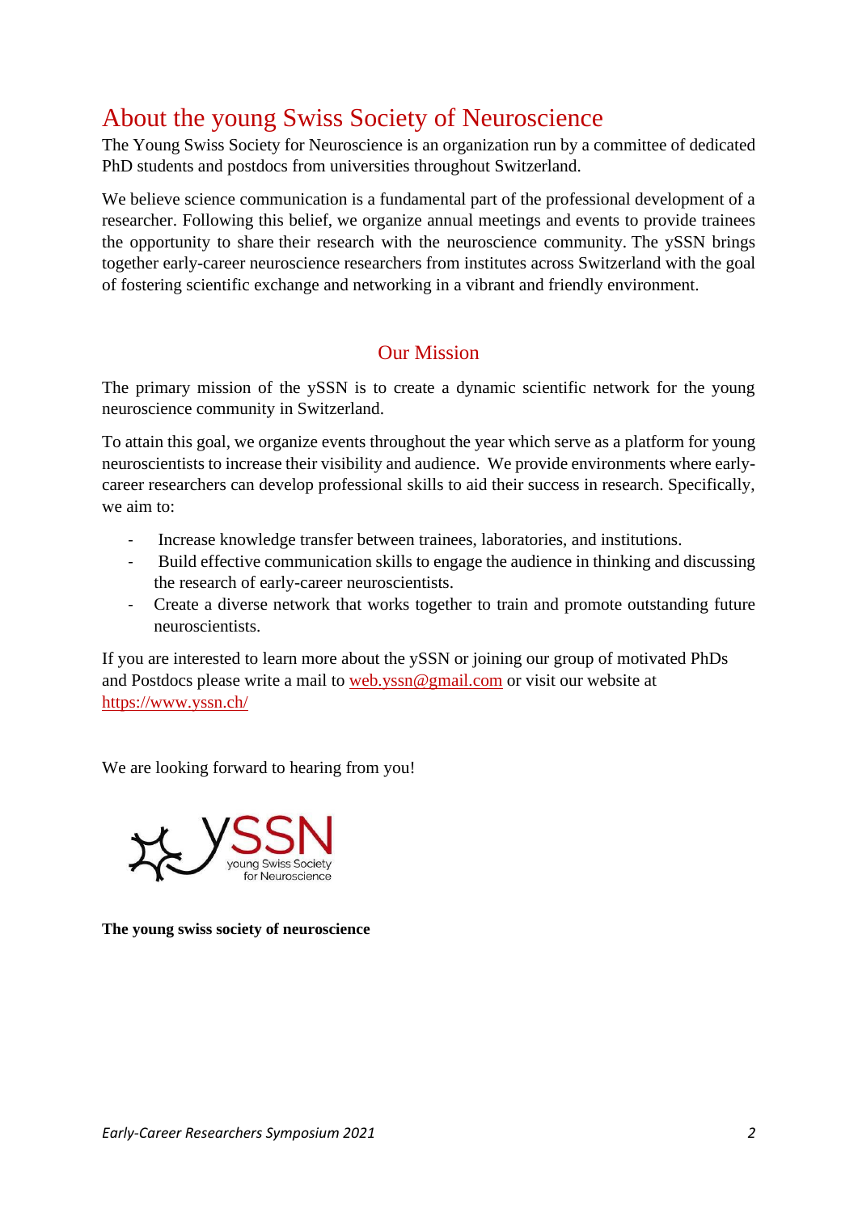# About the young Swiss Society of Neuroscience

The Young Swiss Society for Neuroscience is an organization run by a committee of dedicated PhD students and postdocs from universities throughout Switzerland.

We believe science communication is a fundamental part of the professional development of a researcher. Following this belief, we organize annual meetings and events to provide trainees the opportunity to share their research with the neuroscience community. The ySSN brings together early-career neuroscience researchers from institutes across Switzerland with the goal of fostering scientific exchange and networking in a vibrant and friendly environment.

## Our Mission

The primary mission of the ySSN is to create a dynamic scientific network for the young neuroscience community in Switzerland.

To attain this goal, we organize events throughout the year which serve as a platform for young neuroscientists to increase their visibility and audience. We provide environments where early-career researchers can develop professional skills to aid their success in research. Specifically, we aim to:

- Increase knowledge transfer between trainees, laboratories, and institutions.
- Build effective communication skills to engage the audience in thinking and discussing the research of early-career neuroscientists.
- Create a diverse network that works together to train and promote outstanding future neuroscientists.

If you are interested to learn more about the ySSN or joining our group of motivated PhDs and Postdocs please write a mail to web.yssn@gmail.com or visit our website at https://www.yssn.ch/

We are looking forward to hearing from you!

ySSN young Swiss Society for Neuroscience

**The young swiss society of neuroscience**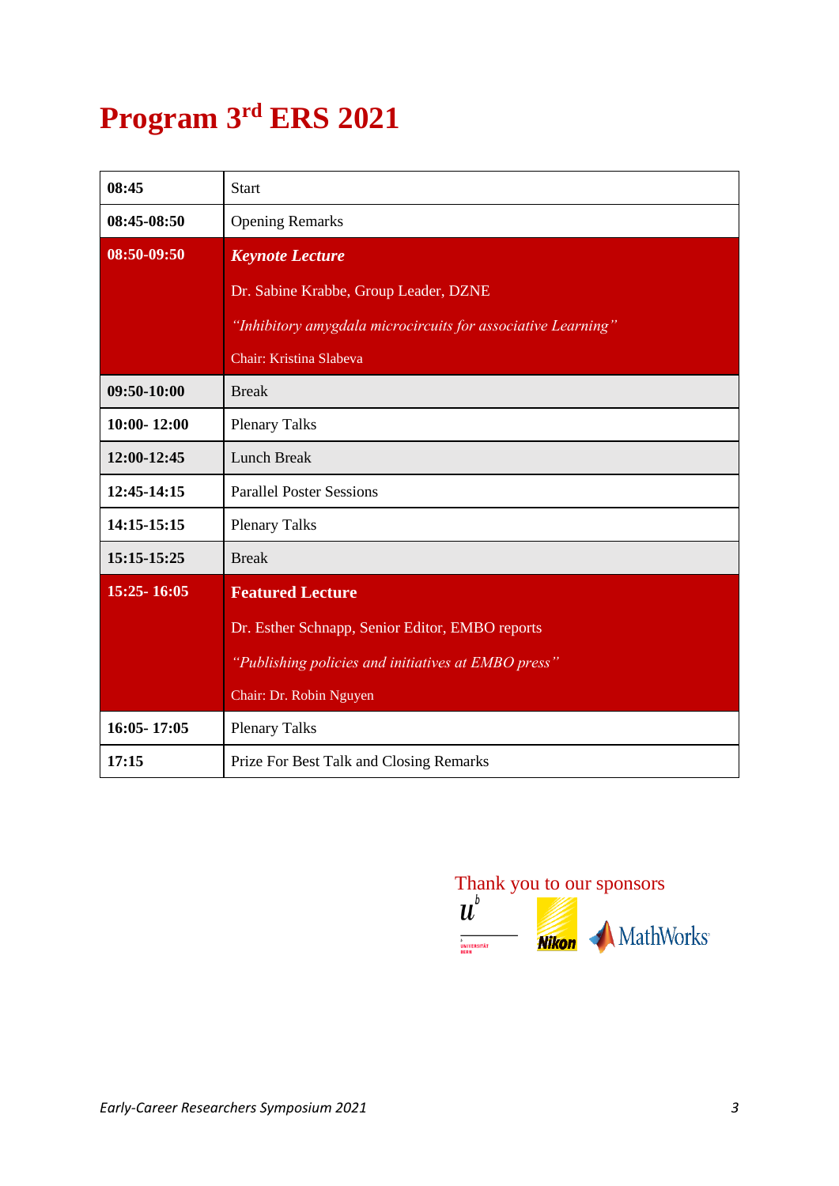# Program 3rd ERS 2021

| | |
|---|---|
| **08:45** | Start |
| **08:45-08:50** | Opening Remarks |
| **08:50-09:50** | ***Keynote Lecture***<br>Dr. Sabine Krabbe, Group Leader, DZNE<br>*"Inhibitory amygdala microcircuits for associative Learning"*<br>Chair: Kristina Slabeva |
| **09:50-10:00** | Break |
| **10:00- 12:00** | Plenary Talks |
| **12:00-12:45** | Lunch Break |
| **12:45-14:15** | Parallel Poster Sessions |
| **14:15-15:15** | Plenary Talks |
| **15:15-15:25** | Break |
| **15:25- 16:05** | **Featured Lecture**<br>Dr. Esther Schnapp, Senior Editor, EMBO reports<br>*"Publishing policies and initiatives at EMBO press"*<br>Chair: Dr. Robin Nguyen |
| **16:05- 17:05** | Plenary Talks |
| **17:15** | Prize For Best Talk and Closing Remarks |

Thank you to our sponsors

Universität Bern, Nikon, MathWorks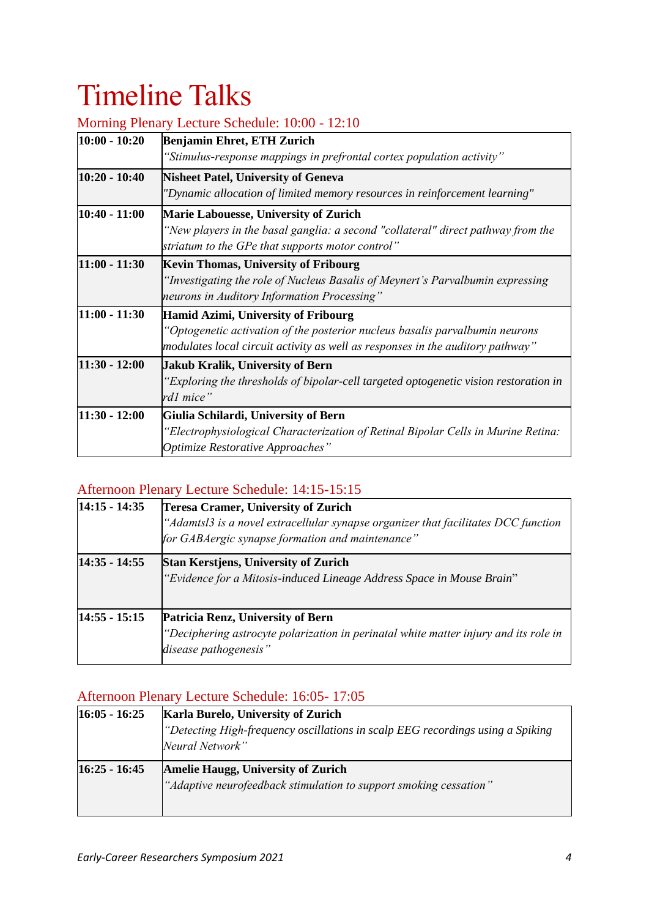# Timeline Talks

## Morning Plenary Lecture Schedule: 10:00 - 12:10

| | |
|---|---|
| **10:00 - 10:20** | **Benjamin Ehret, ETH Zurich**<br>*"Stimulus-response mappings in prefrontal cortex population activity"* |
| **10:20 - 10:40** | **Nisheet Patel, University of Geneva**<br>*"Dynamic allocation of limited memory resources in reinforcement learning"* |
| **10:40 - 11:00** | **Marie Labouesse, University of Zurich**<br>*"New players in the basal ganglia: a second "collateral" direct pathway from the striatum to the GPe that supports motor control"* |
| **11:00 - 11:30** | **Kevin Thomas, University of Fribourg**<br>*"Investigating the role of Nucleus Basalis of Meynert's Parvalbumin expressing neurons in Auditory Information Processing"* |
| **11:00 - 11:30** | **Hamid Azimi, University of Fribourg**<br>*"Optogenetic activation of the posterior nucleus basalis parvalbumin neurons modulates local circuit activity as well as responses in the auditory pathway"* |
| **11:30 - 12:00** | **Jakub Kralik, University of Bern**<br>*"Exploring the thresholds of bipolar-cell targeted optogenetic vision restoration in rd1 mice"* |
| **11:30 - 12:00** | **Giulia Schilardi, University of Bern**<br>*"Electrophysiological Characterization of Retinal Bipolar Cells in Murine Retina: Optimize Restorative Approaches"* |

## Afternoon Plenary Lecture Schedule: 14:15-15:15

| | |
|---|---|
| **14:15 - 14:35** | **Teresa Cramer, University of Zurich**<br>*"Adamtsl3 is a novel extracellular synapse organizer that facilitates DCC function for GABAergic synapse formation and maintenance"* |
| **14:35 - 14:55** | **Stan Kerstjens, University of Zurich**<br>*"Evidence for a Mitosis-induced Lineage Address Space in Mouse Brain"* |
| **14:55 - 15:15** | **Patricia Renz, University of Bern**<br>*"Deciphering astrocyte polarization in perinatal white matter injury and its role in disease pathogenesis"* |

## Afternoon Plenary Lecture Schedule: 16:05- 17:05

| | |
|---|---|
| **16:05 - 16:25** | **Karla Burelo, University of Zurich**<br>*"Detecting High-frequency oscillations in scalp EEG recordings using a Spiking Neural Network"* |
| **16:25 - 16:45** | **Amelie Haugg, University of Zurich**<br>*"Adaptive neurofeedback stimulation to support smoking cessation"* |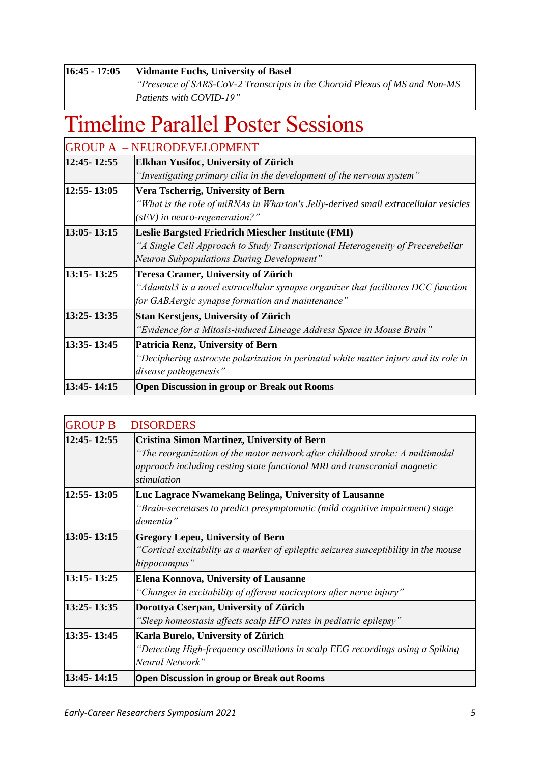| 16:45 - 17:05 | **Vidmante Fuchs, University of Basel**<br>*"Presence of SARS-CoV-2 Transcripts in the Choroid Plexus of MS and Non-MS Patients with COVID-19"* |
|---|---|

# Timeline Parallel Poster Sessions

| GROUP A – NEURODEVELOPMENT | |
|---|---|
| 12:45- 12:55 | **Elkhan Yusifoc, University of Zürich**<br>*"Investigating primary cilia in the development of the nervous system"* |
| 12:55- 13:05 | **Vera Tscherrig, University of Bern**<br>*"What is the role of miRNAs in Wharton's Jelly-derived small extracellular vesicles (sEV) in neuro-regeneration?"* |
| 13:05- 13:15 | **Leslie Bargsted Friedrich Miescher Institute (FMI)**<br>*"A Single Cell Approach to Study Transcriptional Heterogeneity of Precerebellar Neuron Subpopulations During Development"* |
| 13:15- 13:25 | **Teresa Cramer, University of Zürich**<br>*"Adamtsl3 is a novel extracellular synapse organizer that facilitates DCC function for GABAergic synapse formation and maintenance"* |
| 13:25- 13:35 | **Stan Kerstjens, University of Zürich**<br>*"Evidence for a Mitosis-induced Lineage Address Space in Mouse Brain"* |
| 13:35- 13:45 | **Patricia Renz, University of Bern**<br>*"Deciphering astrocyte polarization in perinatal white matter injury and its role in disease pathogenesis"* |
| 13:45- 14:15 | **Open Discussion in group or Break out Rooms** |

| GROUP B – DISORDERS | |
|---|---|
| 12:45- 12:55 | **Cristina Simon Martinez, University of Bern**<br>*"The reorganization of the motor network after childhood stroke: A multimodal approach including resting state functional MRI and transcranial magnetic stimulation* |
| 12:55- 13:05 | **Luc Lagrace Nwamekang Belinga, University of Lausanne**<br>*"Brain-secretases to predict presymptomatic (mild cognitive impairment) stage dementia"* |
| 13:05- 13:15 | **Gregory Lepeu, University of Bern**<br>*"Cortical excitability as a marker of epileptic seizures susceptibility in the mouse hippocampus"* |
| 13:15- 13:25 | **Elena Konnova, University of Lausanne**<br>*"Changes in excitability of afferent nociceptors after nerve injury"* |
| 13:25- 13:35 | **Dorottya Cserpan, University of Zürich**<br>*"Sleep homeostasis affects scalp HFO rates in pediatric epilepsy"* |
| 13:35- 13:45 | **Karla Burelo, University of Zürich**<br>*"Detecting High-frequency oscillations in scalp EEG recordings using a Spiking Neural Network"* |
| 13:45- 14:15 | **Open Discussion in group or Break out Rooms** |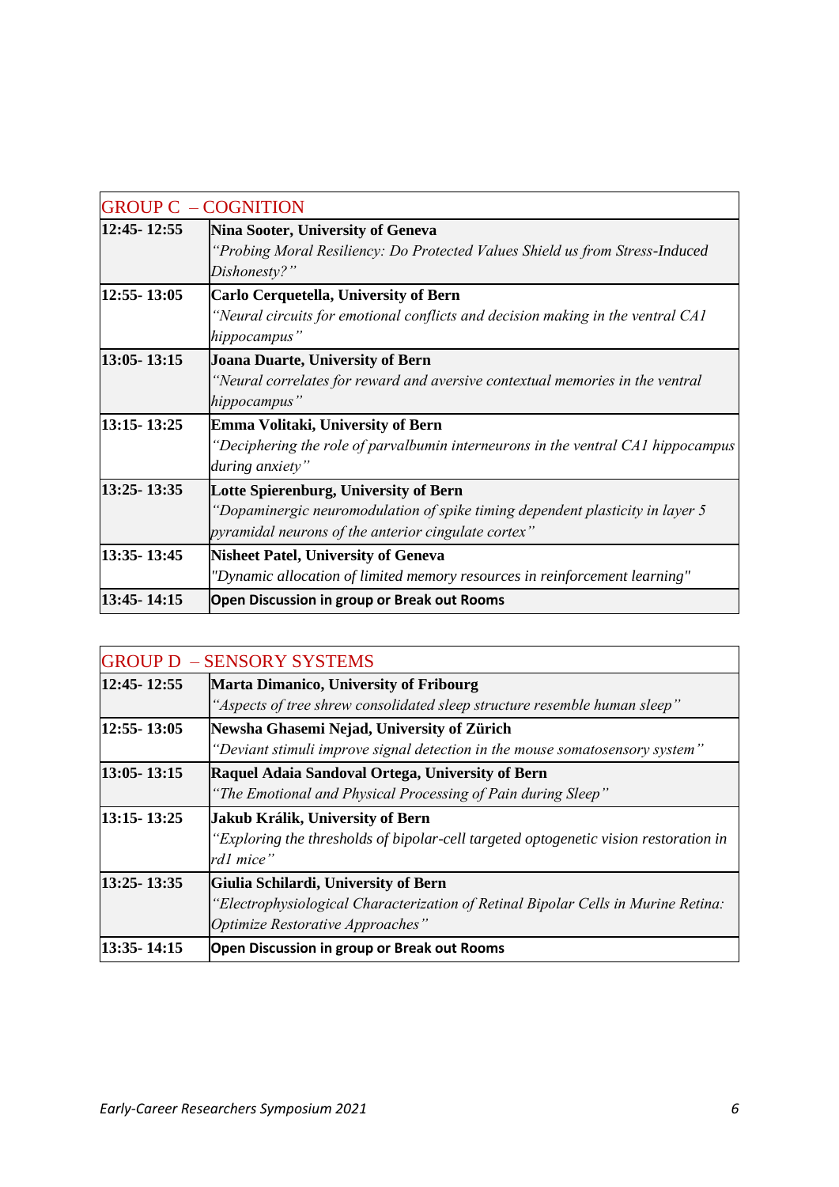| GROUP C – COGNITION | |
|---|---|
| 12:45- 12:55 | **Nina Sooter, University of Geneva**<br>*"Probing Moral Resiliency: Do Protected Values Shield us from Stress-Induced Dishonesty?"* |
| 12:55- 13:05 | **Carlo Cerquetella, University of Bern**<br>*"Neural circuits for emotional conflicts and decision making in the ventral CA1 hippocampus"* |
| 13:05- 13:15 | **Joana Duarte, University of Bern**<br>*"Neural correlates for reward and aversive contextual memories in the ventral hippocampus"* |
| 13:15- 13:25 | **Emma Volitaki, University of Bern**<br>*"Deciphering the role of parvalbumin interneurons in the ventral CA1 hippocampus during anxiety"* |
| 13:25- 13:35 | **Lotte Spierenburg, University of Bern**<br>*"Dopaminergic neuromodulation of spike timing dependent plasticity in layer 5 pyramidal neurons of the anterior cingulate cortex"* |
| 13:35- 13:45 | **Nisheet Patel, University of Geneva**<br>*"Dynamic allocation of limited memory resources in reinforcement learning"* |
| 13:45- 14:15 | **Open Discussion in group or Break out Rooms** |

| GROUP D – SENSORY SYSTEMS | |
|---|---|
| 12:45- 12:55 | **Marta Dimanico, University of Fribourg**<br>*"Aspects of tree shrew consolidated sleep structure resemble human sleep"* |
| 12:55- 13:05 | **Newsha Ghasemi Nejad, University of Zürich**<br>*"Deviant stimuli improve signal detection in the mouse somatosensory system"* |
| 13:05- 13:15 | **Raquel Adaia Sandoval Ortega, University of Bern**<br>*"The Emotional and Physical Processing of Pain during Sleep"* |
| 13:15- 13:25 | **Jakub Králik, University of Bern**<br>*"Exploring the thresholds of bipolar-cell targeted optogenetic vision restoration in rd1 mice"* |
| 13:25- 13:35 | **Giulia Schilardi, University of Bern**<br>*"Electrophysiological Characterization of Retinal Bipolar Cells in Murine Retina: Optimize Restorative Approaches"* |
| 13:35- 14:15 | **Open Discussion in group or Break out Rooms** |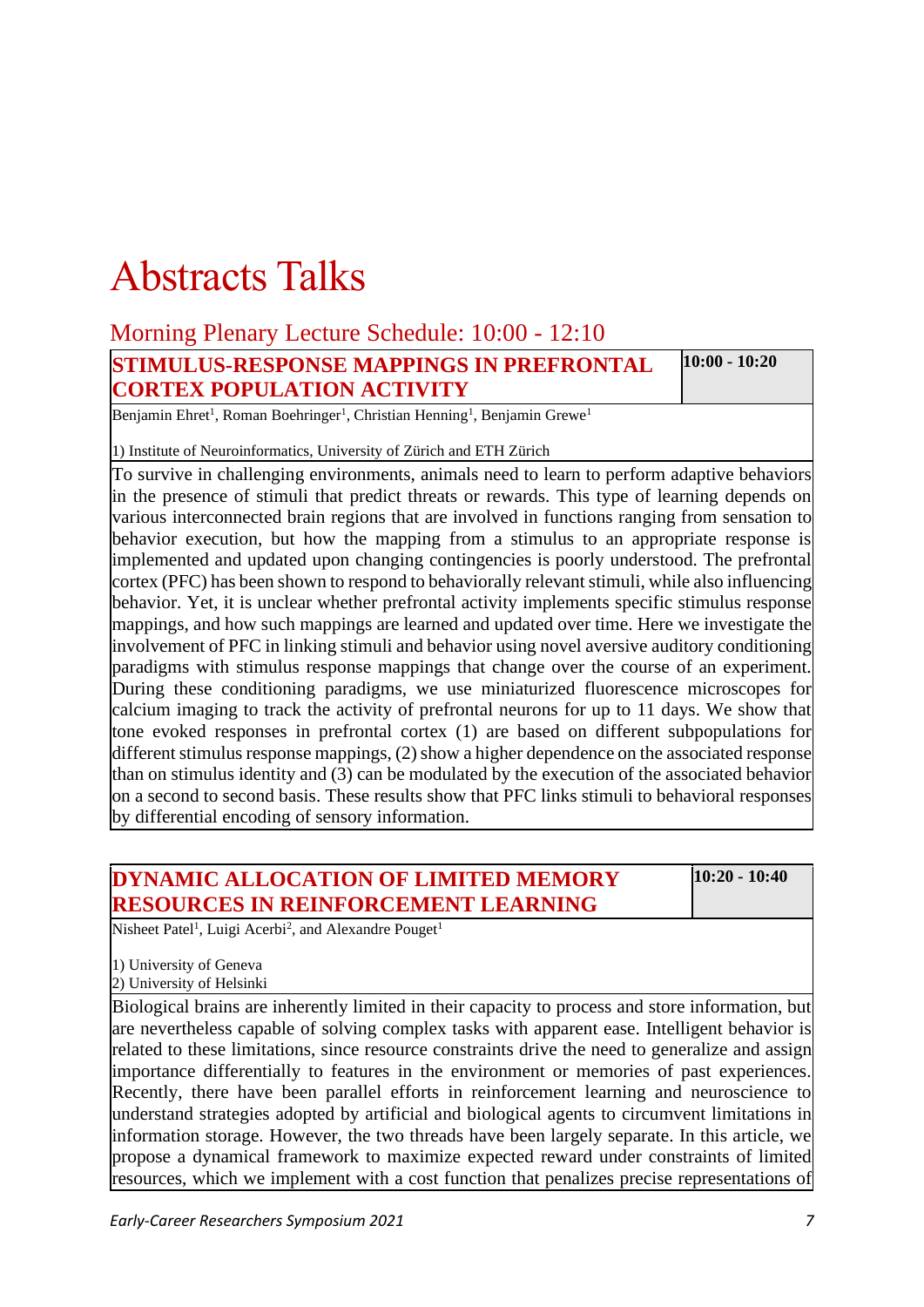# Abstracts Talks

## Morning Plenary Lecture Schedule: 10:00 - 12:10

### STIMULUS-RESPONSE MAPPINGS IN PREFRONTAL CORTEX POPULATION ACTIVITY

**10:00 - 10:20**

Benjamin Ehret[1], Roman Boehringer[1], Christian Henning[1], Benjamin Grewe[1]

1) Institute of Neuroinformatics, University of Zürich and ETH Zürich

To survive in challenging environments, animals need to learn to perform adaptive behaviors in the presence of stimuli that predict threats or rewards. This type of learning depends on various interconnected brain regions that are involved in functions ranging from sensation to behavior execution, but how the mapping from a stimulus to an appropriate response is implemented and updated upon changing contingencies is poorly understood. The prefrontal cortex (PFC) has been shown to respond to behaviorally relevant stimuli, while also influencing behavior. Yet, it is unclear whether prefrontal activity implements specific stimulus response mappings, and how such mappings are learned and updated over time. Here we investigate the involvement of PFC in linking stimuli and behavior using novel aversive auditory conditioning paradigms with stimulus response mappings that change over the course of an experiment. During these conditioning paradigms, we use miniaturized fluorescence microscopes for calcium imaging to track the activity of prefrontal neurons for up to 11 days. We show that tone evoked responses in prefrontal cortex (1) are based on different subpopulations for different stimulus response mappings, (2) show a higher dependence on the associated response than on stimulus identity and (3) can be modulated by the execution of the associated behavior on a second to second basis. These results show that PFC links stimuli to behavioral responses by differential encoding of sensory information.

### DYNAMIC ALLOCATION OF LIMITED MEMORY RESOURCES IN REINFORCEMENT LEARNING

**10:20 - 10:40**

Nisheet Patel[1], Luigi Acerbi[2], and Alexandre Pouget[1]

1) University of Geneva
2) University of Helsinki

Biological brains are inherently limited in their capacity to process and store information, but are nevertheless capable of solving complex tasks with apparent ease. Intelligent behavior is related to these limitations, since resource constraints drive the need to generalize and assign importance differentially to features in the environment or memories of past experiences. Recently, there have been parallel efforts in reinforcement learning and neuroscience to understand strategies adopted by artificial and biological agents to circumvent limitations in information storage. However, the two threads have been largely separate. In this article, we propose a dynamical framework to maximize expected reward under constraints of limited resources, which we implement with a cost function that penalizes precise representations of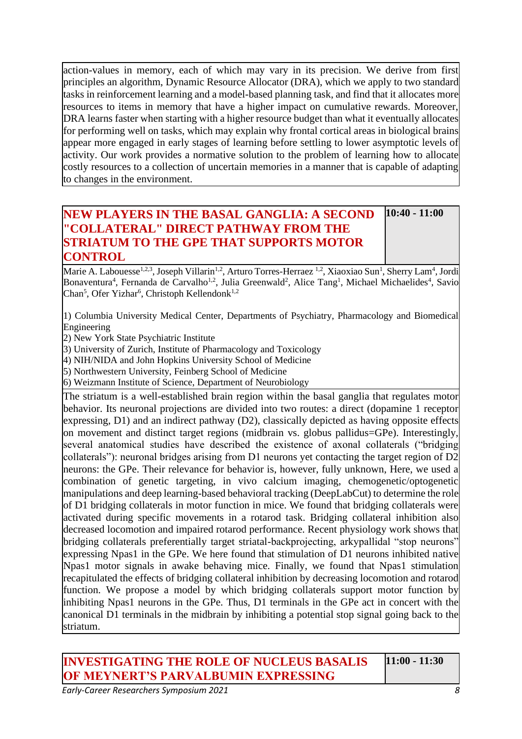action-values in memory, each of which may vary in its precision. We derive from first principles an algorithm, Dynamic Resource Allocator (DRA), which we apply to two standard tasks in reinforcement learning and a model-based planning task, and find that it allocates more resources to items in memory that have a higher impact on cumulative rewards. Moreover, DRA learns faster when starting with a higher resource budget than what it eventually allocates for performing well on tasks, which may explain why frontal cortical areas in biological brains appear more engaged in early stages of learning before settling to lower asymptotic levels of activity. Our work provides a normative solution to the problem of learning how to allocate costly resources to a collection of uncertain memories in a manner that is capable of adapting to changes in the environment.

## NEW PLAYERS IN THE BASAL GANGLIA: A SECOND "COLLATERAL" DIRECT PATHWAY FROM THE STRIATUM TO THE GPE THAT SUPPORTS MOTOR CONTROL

**10:40 - 11:00**

Marie A. Labouesse[1,2,3], Joseph Villarin[1,2], Arturo Torres-Herraez [1,2], Xiaoxiao Sun[1], Sherry Lam[4], Jordi Bonaventura[4], Fernanda de Carvalho[1,2], Julia Greenwald[2], Alice Tang[1], Michael Michaelides[4], Savio Chan[5], Ofer Yizhar[6], Christoph Kellendonk[1,2]

1) Columbia University Medical Center, Departments of Psychiatry, Pharmacology and Biomedical Engineering
2) New York State Psychiatric Institute
3) University of Zurich, Institute of Pharmacology and Toxicology
4) NIH/NIDA and John Hopkins University School of Medicine
5) Northwestern University, Feinberg School of Medicine
6) Weizmann Institute of Science, Department of Neurobiology

The striatum is a well-established brain region within the basal ganglia that regulates motor behavior. Its neuronal projections are divided into two routes: a direct (dopamine 1 receptor expressing, D1) and an indirect pathway (D2), classically depicted as having opposite effects on movement and distinct target regions (midbrain vs. globus pallidus=GPe). Interestingly, several anatomical studies have described the existence of axonal collaterals ("bridging collaterals"): neuronal bridges arising from D1 neurons yet contacting the target region of D2 neurons: the GPe. Their relevance for behavior is, however, fully unknown, Here, we used a combination of genetic targeting, in vivo calcium imaging, chemogenetic/optogenetic manipulations and deep learning-based behavioral tracking (DeepLabCut) to determine the role of D1 bridging collaterals in motor function in mice. We found that bridging collaterals were activated during specific movements in a rotarod task. Bridging collateral inhibition also decreased locomotion and impaired rotarod performance. Recent physiology work shows that bridging collaterals preferentially target striatal-backprojecting, arkypallidal "stop neurons" expressing Npas1 in the GPe. We here found that stimulation of D1 neurons inhibited native Npas1 motor signals in awake behaving mice. Finally, we found that Npas1 stimulation recapitulated the effects of bridging collateral inhibition by decreasing locomotion and rotarod function. We propose a model by which bridging collaterals support motor function by inhibiting Npas1 neurons in the GPe. Thus, D1 terminals in the GPe act in concert with the canonical D1 terminals in the midbrain by inhibiting a potential stop signal going back to the striatum.

## INVESTIGATING THE ROLE OF NUCLEUS BASALIS OF MEYNERT'S PARVALBUMIN EXPRESSING

**11:00 - 11:30**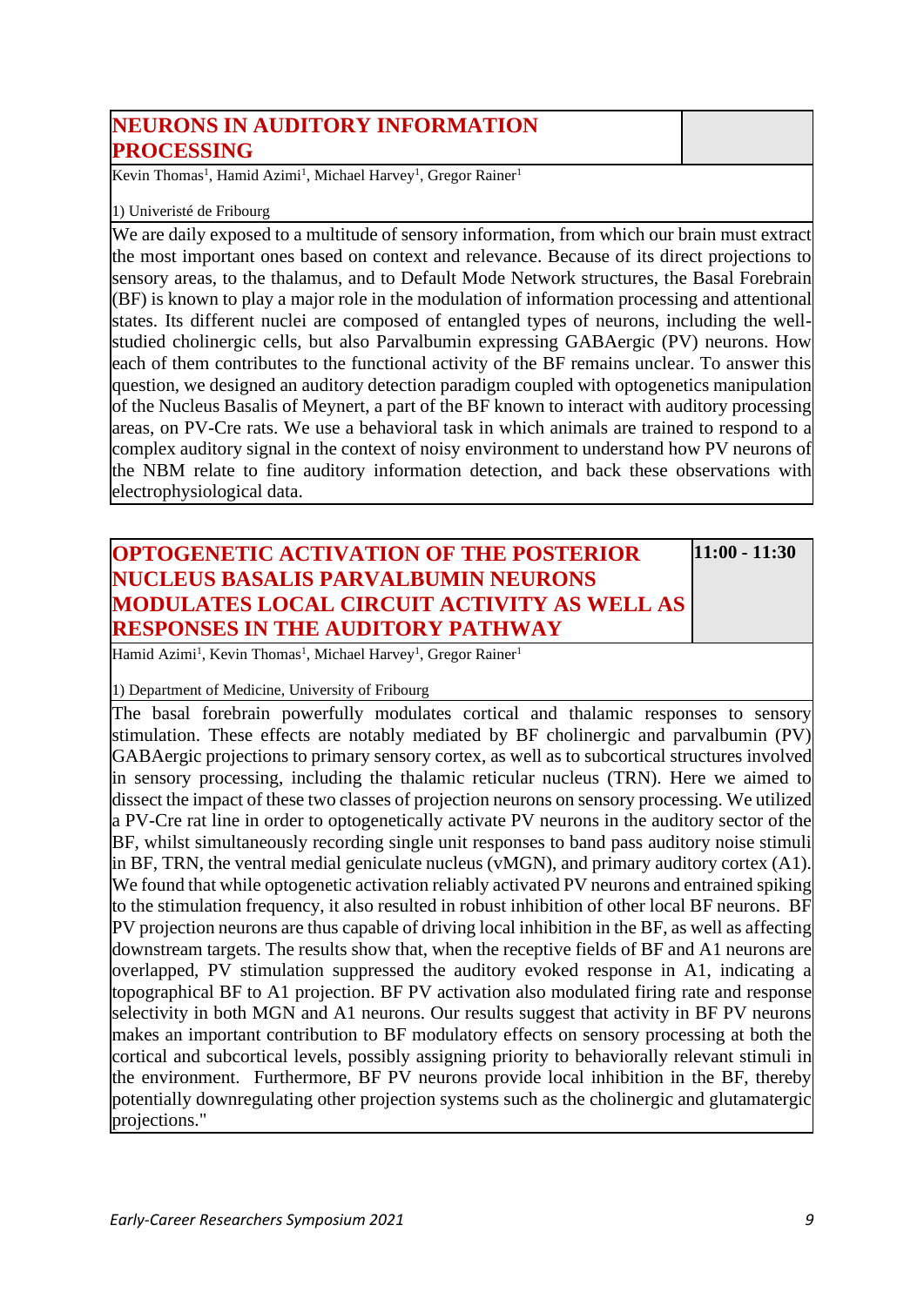## NEURONS IN AUDITORY INFORMATION PROCESSING

Kevin Thomas[1], Hamid Azimi[1], Michael Harvey[1], Gregor Rainer[1]

1) Univeristé de Fribourg

We are daily exposed to a multitude of sensory information, from which our brain must extract the most important ones based on context and relevance. Because of its direct projections to sensory areas, to the thalamus, and to Default Mode Network structures, the Basal Forebrain (BF) is known to play a major role in the modulation of information processing and attentional states. Its different nuclei are composed of entangled types of neurons, including the well-studied cholinergic cells, but also Parvalbumin expressing GABAergic (PV) neurons. How each of them contributes to the functional activity of the BF remains unclear. To answer this question, we designed an auditory detection paradigm coupled with optogenetics manipulation of the Nucleus Basalis of Meynert, a part of the BF known to interact with auditory processing areas, on PV-Cre rats. We use a behavioral task in which animals are trained to respond to a complex auditory signal in the context of noisy environment to understand how PV neurons of the NBM relate to fine auditory information detection, and back these observations with electrophysiological data.

## OPTOGENETIC ACTIVATION OF THE POSTERIOR NUCLEUS BASALIS PARVALBUMIN NEURONS MODULATES LOCAL CIRCUIT ACTIVITY AS WELL AS RESPONSES IN THE AUDITORY PATHWAY

**11:00 - 11:30**

Hamid Azimi[1], Kevin Thomas[1], Michael Harvey[1], Gregor Rainer[1]

1) Department of Medicine, University of Fribourg

The basal forebrain powerfully modulates cortical and thalamic responses to sensory stimulation. These effects are notably mediated by BF cholinergic and parvalbumin (PV) GABAergic projections to primary sensory cortex, as well as to subcortical structures involved in sensory processing, including the thalamic reticular nucleus (TRN). Here we aimed to dissect the impact of these two classes of projection neurons on sensory processing. We utilized a PV-Cre rat line in order to optogenetically activate PV neurons in the auditory sector of the BF, whilst simultaneously recording single unit responses to band pass auditory noise stimuli in BF, TRN, the ventral medial geniculate nucleus (vMGN), and primary auditory cortex (A1). We found that while optogenetic activation reliably activated PV neurons and entrained spiking to the stimulation frequency, it also resulted in robust inhibition of other local BF neurons. BF PV projection neurons are thus capable of driving local inhibition in the BF, as well as affecting downstream targets. The results show that, when the receptive fields of BF and A1 neurons are overlapped, PV stimulation suppressed the auditory evoked response in A1, indicating a topographical BF to A1 projection. BF PV activation also modulated firing rate and response selectivity in both MGN and A1 neurons. Our results suggest that activity in BF PV neurons makes an important contribution to BF modulatory effects on sensory processing at both the cortical and subcortical levels, possibly assigning priority to behaviorally relevant stimuli in the environment. Furthermore, BF PV neurons provide local inhibition in the BF, thereby potentially downregulating other projection systems such as the cholinergic and glutamatergic projections."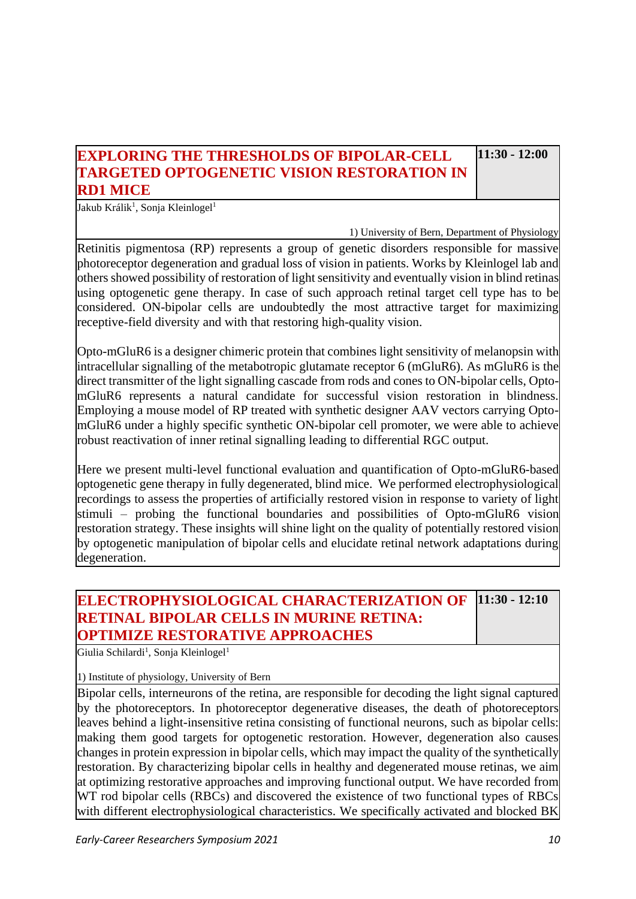## EXPLORING THE THRESHOLDS OF BIPOLAR-CELL TARGETED OPTOGENETIC VISION RESTORATION IN RD1 MICE

**11:30 - 12:00**

Jakub Králik[1], Sonja Kleinlogel[1]

1) University of Bern, Department of Physiology

Retinitis pigmentosa (RP) represents a group of genetic disorders responsible for massive photoreceptor degeneration and gradual loss of vision in patients. Works by Kleinlogel lab and others showed possibility of restoration of light sensitivity and eventually vision in blind retinas using optogenetic gene therapy. In case of such approach retinal target cell type has to be considered. ON-bipolar cells are undoubtedly the most attractive target for maximizing receptive-field diversity and with that restoring high-quality vision.

Opto-mGluR6 is a designer chimeric protein that combines light sensitivity of melanopsin with intracellular signalling of the metabotropic glutamate receptor 6 (mGluR6). As mGluR6 is the direct transmitter of the light signalling cascade from rods and cones to ON-bipolar cells, Opto-mGluR6 represents a natural candidate for successful vision restoration in blindness. Employing a mouse model of RP treated with synthetic designer AAV vectors carrying Opto-mGluR6 under a highly specific synthetic ON-bipolar cell promoter, we were able to achieve robust reactivation of inner retinal signalling leading to differential RGC output.

Here we present multi-level functional evaluation and quantification of Opto-mGluR6-based optogenetic gene therapy in fully degenerated, blind mice. We performed electrophysiological recordings to assess the properties of artificially restored vision in response to variety of light stimuli – probing the functional boundaries and possibilities of Opto-mGluR6 vision restoration strategy. These insights will shine light on the quality of potentially restored vision by optogenetic manipulation of bipolar cells and elucidate retinal network adaptations during degeneration.

## ELECTROPHYSIOLOGICAL CHARACTERIZATION OF RETINAL BIPOLAR CELLS IN MURINE RETINA: OPTIMIZE RESTORATIVE APPROACHES

**11:30 - 12:10**

Giulia Schilardi[1], Sonja Kleinlogel[1]

1) Institute of physiology, University of Bern

Bipolar cells, interneurons of the retina, are responsible for decoding the light signal captured by the photoreceptors. In photoreceptor degenerative diseases, the death of photoreceptors leaves behind a light-insensitive retina consisting of functional neurons, such as bipolar cells: making them good targets for optogenetic restoration. However, degeneration also causes changes in protein expression in bipolar cells, which may impact the quality of the synthetically restoration. By characterizing bipolar cells in healthy and degenerated mouse retinas, we aim at optimizing restorative approaches and improving functional output. We have recorded from WT rod bipolar cells (RBCs) and discovered the existence of two functional types of RBCs with different electrophysiological characteristics. We specifically activated and blocked BK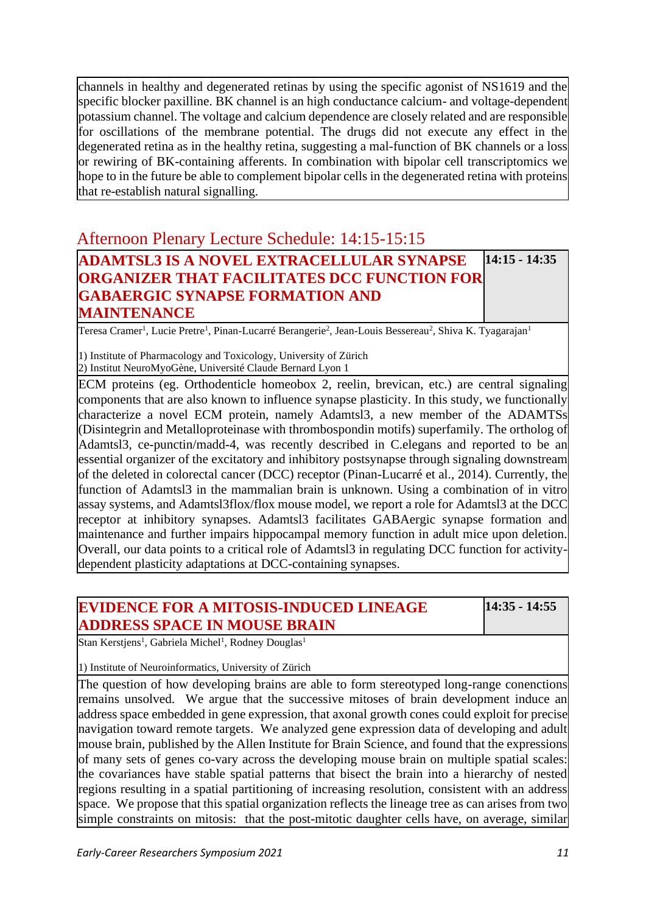channels in healthy and degenerated retinas by using the specific agonist of NS1619 and the specific blocker paxilline. BK channel is an high conductance calcium- and voltage-dependent potassium channel. The voltage and calcium dependence are closely related and are responsible for oscillations of the membrane potential. The drugs did not execute any effect in the degenerated retina as in the healthy retina, suggesting a mal-function of BK channels or a loss or rewiring of BK-containing afferents. In combination with bipolar cell transcriptomics we hope to in the future be able to complement bipolar cells in the degenerated retina with proteins that re-establish natural signalling.

## Afternoon Plenary Lecture Schedule: 14:15-15:15

### ADAMTSL3 IS A NOVEL EXTRACELLULAR SYNAPSE ORGANIZER THAT FACILITATES DCC FUNCTION FOR GABAERGIC SYNAPSE FORMATION AND MAINTENANCE

**14:15 - 14:35**

Teresa Cramer[1], Lucie Pretre[1], Pinan-Lucarré Berangerie[2], Jean-Louis Bessereau[2], Shiva K. Tyagarajan[1]

1) Institute of Pharmacology and Toxicology, University of Zürich
2) Institut NeuroMyoGène, Université Claude Bernard Lyon 1

ECM proteins (eg. Orthodenticle homeobox 2, reelin, brevican, etc.) are central signaling components that are also known to influence synapse plasticity. In this study, we functionally characterize a novel ECM protein, namely Adamtsl3, a new member of the ADAMTSs (Disintegrin and Metalloproteinase with thrombospondin motifs) superfamily. The ortholog of Adamtsl3, ce-punctin/madd-4, was recently described in C.elegans and reported to be an essential organizer of the excitatory and inhibitory postsynapse through signaling downstream of the deleted in colorectal cancer (DCC) receptor (Pinan-Lucarré et al., 2014). Currently, the function of Adamtsl3 in the mammalian brain is unknown. Using a combination of in vitro assay systems, and Adamtsl3flox/flox mouse model, we report a role for Adamtsl3 at the DCC receptor at inhibitory synapses. Adamtsl3 facilitates GABAergic synapse formation and maintenance and further impairs hippocampal memory function in adult mice upon deletion. Overall, our data points to a critical role of Adamtsl3 in regulating DCC function for activity-dependent plasticity adaptations at DCC-containing synapses.

### EVIDENCE FOR A MITOSIS-INDUCED LINEAGE ADDRESS SPACE IN MOUSE BRAIN

**14:35 - 14:55**

Stan Kerstjens[1], Gabriela Michel[1], Rodney Douglas[1]

1) Institute of Neuroinformatics, University of Zürich

The question of how developing brains are able to form stereotyped long-range conenctions remains unsolved. We argue that the successive mitoses of brain development induce an address space embedded in gene expression, that axonal growth cones could exploit for precise navigation toward remote targets. We analyzed gene expression data of developing and adult mouse brain, published by the Allen Institute for Brain Science, and found that the expressions of many sets of genes co-vary across the developing mouse brain on multiple spatial scales: the covariances have stable spatial patterns that bisect the brain into a hierarchy of nested regions resulting in a spatial partitioning of increasing resolution, consistent with an address space. We propose that this spatial organization reflects the lineage tree as can arises from two simple constraints on mitosis: that the post-mitotic daughter cells have, on average, similar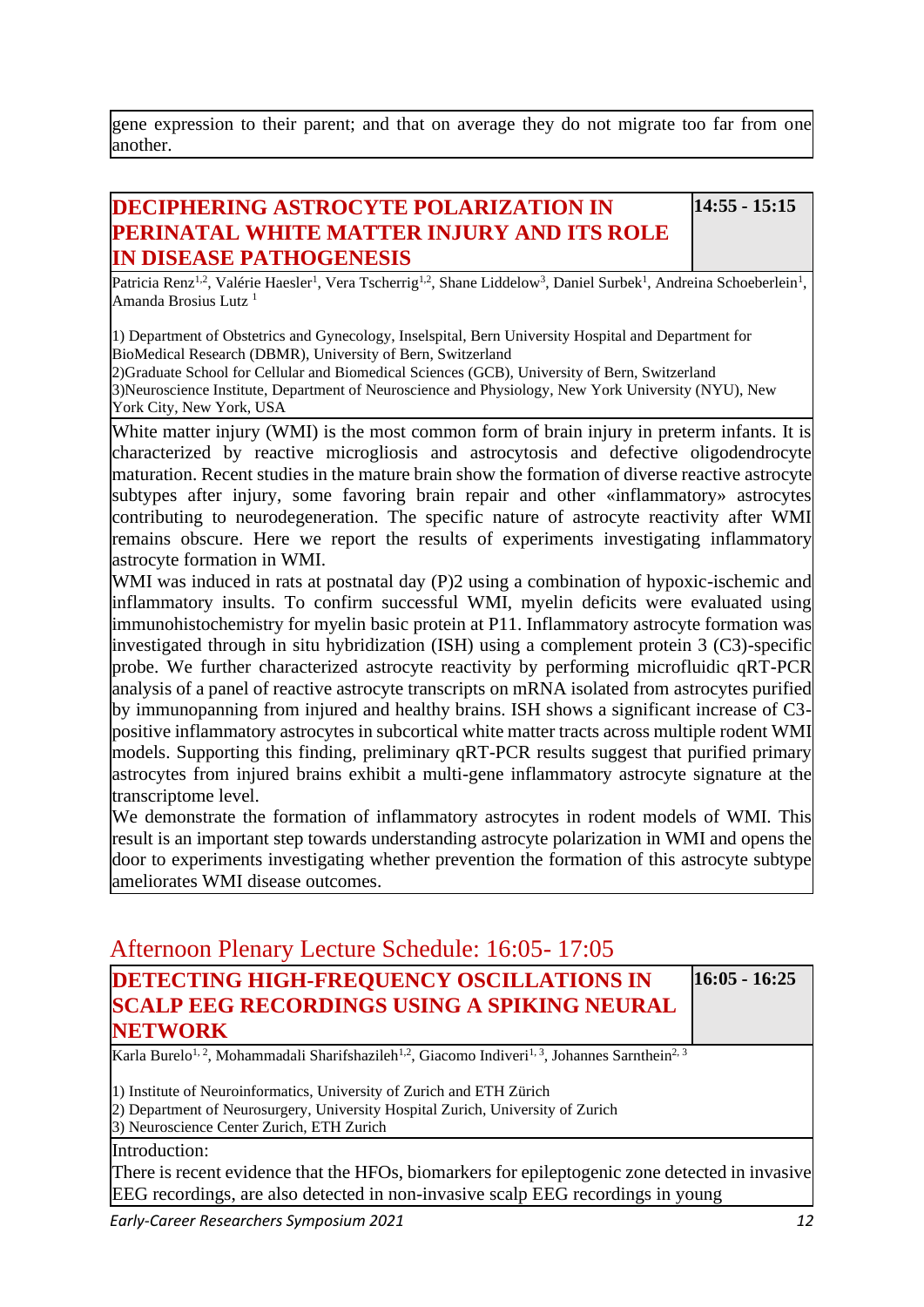gene expression to their parent; and that on average they do not migrate too far from one another.

## DECIPHERING ASTROCYTE POLARIZATION IN PERINATAL WHITE MATTER INJURY AND ITS ROLE IN DISEASE PATHOGENESIS

**14:55 - 15:15**

Patricia Renz[1,2], Valérie Haesler[1], Vera Tscherrig[1,2], Shane Liddelow[3], Daniel Surbek[1], Andreina Schoeberlein[1], Amanda Brosius Lutz [1]

1) Department of Obstetrics and Gynecology, Inselspital, Bern University Hospital and Department for BioMedical Research (DBMR), University of Bern, Switzerland
2)Graduate School for Cellular and Biomedical Sciences (GCB), University of Bern, Switzerland
3)Neuroscience Institute, Department of Neuroscience and Physiology, New York University (NYU), New York City, New York, USA

White matter injury (WMI) is the most common form of brain injury in preterm infants. It is characterized by reactive microgliosis and astrocytosis and defective oligodendrocyte maturation. Recent studies in the mature brain show the formation of diverse reactive astrocyte subtypes after injury, some favoring brain repair and other «inflammatory» astrocytes contributing to neurodegeneration. The specific nature of astrocyte reactivity after WMI remains obscure. Here we report the results of experiments investigating inflammatory astrocyte formation in WMI.

WMI was induced in rats at postnatal day (P)2 using a combination of hypoxic-ischemic and inflammatory insults. To confirm successful WMI, myelin deficits were evaluated using immunohistochemistry for myelin basic protein at P11. Inflammatory astrocyte formation was investigated through in situ hybridization (ISH) using a complement protein 3 (C3)-specific probe. We further characterized astrocyte reactivity by performing microfluidic qRT-PCR analysis of a panel of reactive astrocyte transcripts on mRNA isolated from astrocytes purified by immunopanning from injured and healthy brains. ISH shows a significant increase of C3-positive inflammatory astrocytes in subcortical white matter tracts across multiple rodent WMI models. Supporting this finding, preliminary qRT-PCR results suggest that purified primary astrocytes from injured brains exhibit a multi-gene inflammatory astrocyte signature at the transcriptome level.

We demonstrate the formation of inflammatory astrocytes in rodent models of WMI. This result is an important step towards understanding astrocyte polarization in WMI and opens the door to experiments investigating whether prevention the formation of this astrocyte subtype ameliorates WMI disease outcomes.

# Afternoon Plenary Lecture Schedule: 16:05- 17:05

## DETECTING HIGH-FREQUENCY OSCILLATIONS IN SCALP EEG RECORDINGS USING A SPIKING NEURAL NETWORK

**16:05 - 16:25**

Karla Burelo[1, 2], Mohammadali Sharifshazileh[1,2], Giacomo Indiveri[1, 3], Johannes Sarnthein[2, 3]

1) Institute of Neuroinformatics, University of Zurich and ETH Zürich
2) Department of Neurosurgery, University Hospital Zurich, University of Zurich
3) Neuroscience Center Zurich, ETH Zurich

Introduction:

There is recent evidence that the HFOs, biomarkers for epileptogenic zone detected in invasive EEG recordings, are also detected in non-invasive scalp EEG recordings in young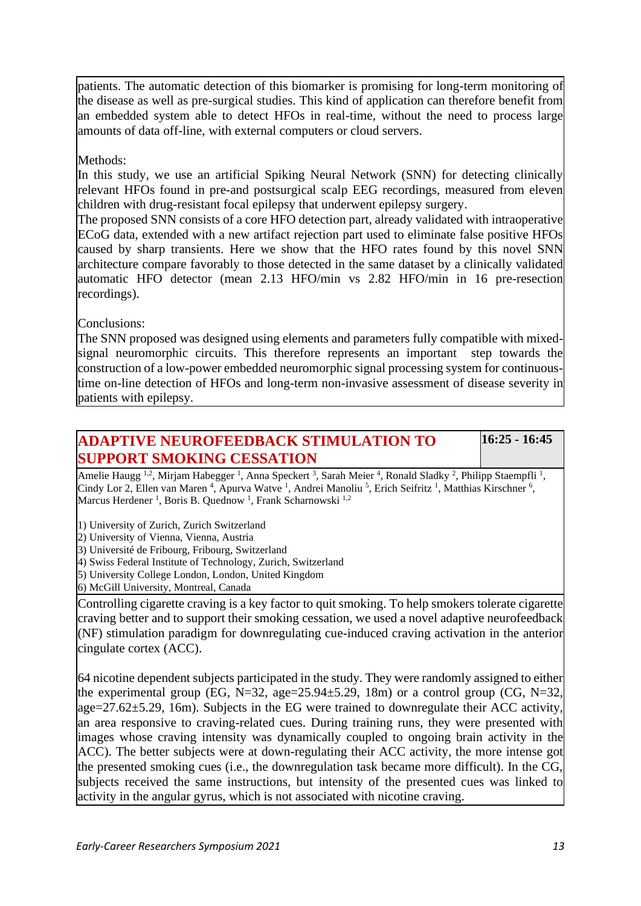patients. The automatic detection of this biomarker is promising for long-term monitoring of the disease as well as pre-surgical studies. This kind of application can therefore benefit from an embedded system able to detect HFOs in real-time, without the need to process large amounts of data off-line, with external computers or cloud servers.

Methods:
In this study, we use an artificial Spiking Neural Network (SNN) for detecting clinically relevant HFOs found in pre-and postsurgical scalp EEG recordings, measured from eleven children with drug-resistant focal epilepsy that underwent epilepsy surgery.
The proposed SNN consists of a core HFO detection part, already validated with intraoperative ECoG data, extended with a new artifact rejection part used to eliminate false positive HFOs caused by sharp transients. Here we show that the HFO rates found by this novel SNN architecture compare favorably to those detected in the same dataset by a clinically validated automatic HFO detector (mean 2.13 HFO/min vs 2.82 HFO/min in 16 pre-resection recordings).

Conclusions:
The SNN proposed was designed using elements and parameters fully compatible with mixed-signal neuromorphic circuits. This therefore represents an important step towards the construction of a low-power embedded neuromorphic signal processing system for continuous-time on-line detection of HFOs and long-term non-invasive assessment of disease severity in patients with epilepsy.

## ADAPTIVE NEUROFEEDBACK STIMULATION TO SUPPORT SMOKING CESSATION

**16:25 - 16:45**

Amelie Haugg [1,2], Mirjam Habegger [1], Anna Speckert [3], Sarah Meier [4], Ronald Sladky [2], Philipp Staempfli [1], Cindy Lor 2, Ellen van Maren [4], Apurva Watve [1], Andrei Manoliu [5], Erich Seifritz [1], Matthias Kirschner [6], Marcus Herdener [1], Boris B. Quednow [1], Frank Scharnowski [1,2]

1) University of Zurich, Zurich Switzerland
2) University of Vienna, Vienna, Austria
3) Université de Fribourg, Fribourg, Switzerland
4) Swiss Federal Institute of Technology, Zurich, Switzerland
5) University College London, London, United Kingdom
6) McGill University, Montreal, Canada

Controlling cigarette craving is a key factor to quit smoking. To help smokers tolerate cigarette craving better and to support their smoking cessation, we used a novel adaptive neurofeedback (NF) stimulation paradigm for downregulating cue-induced craving activation in the anterior cingulate cortex (ACC).

64 nicotine dependent subjects participated in the study. They were randomly assigned to either the experimental group (EG, N=32, age=25.94±5.29, 18m) or a control group (CG, N=32, age=27.62±5.29, 16m). Subjects in the EG were trained to downregulate their ACC activity, an area responsive to craving-related cues. During training runs, they were presented with images whose craving intensity was dynamically coupled to ongoing brain activity in the ACC). The better subjects were at down-regulating their ACC activity, the more intense got the presented smoking cues (i.e., the downregulation task became more difficult). In the CG, subjects received the same instructions, but intensity of the presented cues was linked to activity in the angular gyrus, which is not associated with nicotine craving.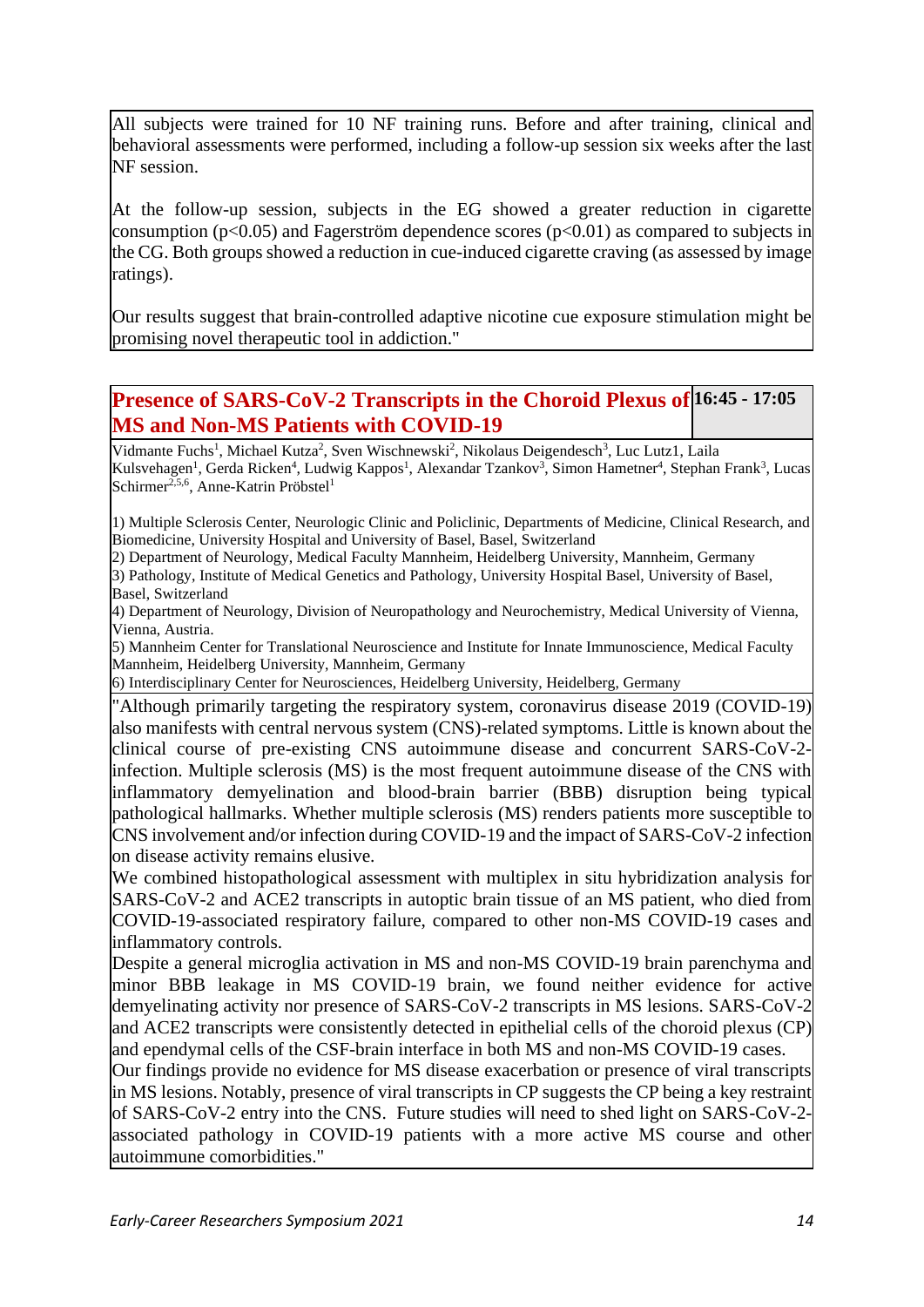All subjects were trained for 10 NF training runs. Before and after training, clinical and behavioral assessments were performed, including a follow-up session six weeks after the last NF session.

At the follow-up session, subjects in the EG showed a greater reduction in cigarette consumption ($p<0.05$) and Fagerström dependence scores ($p<0.01$) as compared to subjects in the CG. Both groups showed a reduction in cue-induced cigarette craving (as assessed by image ratings).

Our results suggest that brain-controlled adaptive nicotine cue exposure stimulation might be promising novel therapeutic tool in addiction."

## Presence of SARS-CoV-2 Transcripts in the Choroid Plexus of MS and Non-MS Patients with COVID-19

**16:45 - 17:05**

Vidmante Fuchs[1], Michael Kutza[2], Sven Wischnewski[2], Nikolaus Deigendesch[3], Luc Lutz1, Laila Kulsvehagen[1], Gerda Ricken[4], Ludwig Kappos[1], Alexandar Tzankov[3], Simon Hametner[4], Stephan Frank[3], Lucas Schirmer[2,5,6], Anne-Katrin Pröbstel[1]

1) Multiple Sclerosis Center, Neurologic Clinic and Policlinic, Departments of Medicine, Clinical Research, and Biomedicine, University Hospital and University of Basel, Basel, Switzerland
2) Department of Neurology, Medical Faculty Mannheim, Heidelberg University, Mannheim, Germany
3) Pathology, Institute of Medical Genetics and Pathology, University Hospital Basel, University of Basel, Basel, Switzerland
4) Department of Neurology, Division of Neuropathology and Neurochemistry, Medical University of Vienna, Vienna, Austria.
5) Mannheim Center for Translational Neuroscience and Institute for Innate Immunoscience, Medical Faculty Mannheim, Heidelberg University, Mannheim, Germany
6) Interdisciplinary Center for Neurosciences, Heidelberg University, Heidelberg, Germany

"Although primarily targeting the respiratory system, coronavirus disease 2019 (COVID-19) also manifests with central nervous system (CNS)-related symptoms. Little is known about the clinical course of pre-existing CNS autoimmune disease and concurrent SARS-CoV-2-infection. Multiple sclerosis (MS) is the most frequent autoimmune disease of the CNS with inflammatory demyelination and blood-brain barrier (BBB) disruption being typical pathological hallmarks. Whether multiple sclerosis (MS) renders patients more susceptible to CNS involvement and/or infection during COVID-19 and the impact of SARS-CoV-2 infection on disease activity remains elusive.

We combined histopathological assessment with multiplex in situ hybridization analysis for SARS-CoV-2 and ACE2 transcripts in autoptic brain tissue of an MS patient, who died from COVID-19-associated respiratory failure, compared to other non-MS COVID-19 cases and inflammatory controls.

Despite a general microglia activation in MS and non-MS COVID-19 brain parenchyma and minor BBB leakage in MS COVID-19 brain, we found neither evidence for active demyelinating activity nor presence of SARS-CoV-2 transcripts in MS lesions. SARS-CoV-2 and ACE2 transcripts were consistently detected in epithelial cells of the choroid plexus (CP) and ependymal cells of the CSF-brain interface in both MS and non-MS COVID-19 cases.

Our findings provide no evidence for MS disease exacerbation or presence of viral transcripts in MS lesions. Notably, presence of viral transcripts in CP suggests the CP being a key restraint of SARS-CoV-2 entry into the CNS. Future studies will need to shed light on SARS-CoV-2-associated pathology in COVID-19 patients with a more active MS course and other autoimmune comorbidities."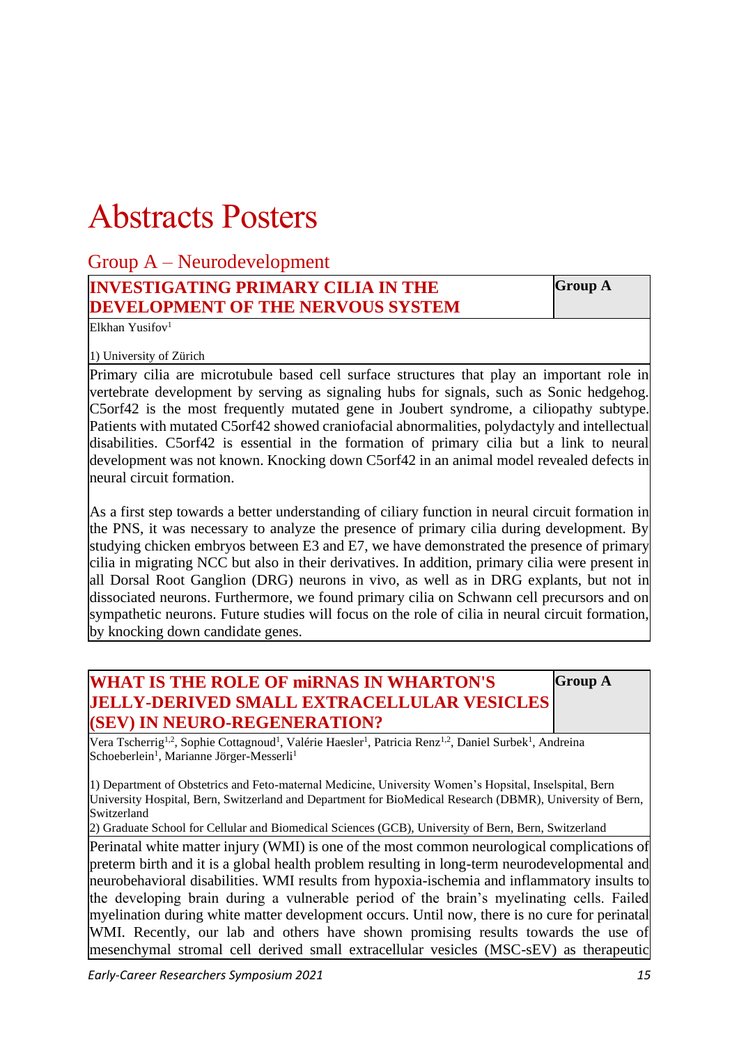# Abstracts Posters

## Group A – Neurodevelopment

| **INVESTIGATING PRIMARY CILIA IN THE DEVELOPMENT OF THE NERVOUS SYSTEM** | **Group A** |
|---|---|

Elkhan Yusifov[1]

1) University of Zürich

Primary cilia are microtubule based cell surface structures that play an important role in vertebrate development by serving as signaling hubs for signals, such as Sonic hedgehog. C5orf42 is the most frequently mutated gene in Joubert syndrome, a ciliopathy subtype. Patients with mutated C5orf42 showed craniofacial abnormalities, polydactyly and intellectual disabilities. C5orf42 is essential in the formation of primary cilia but a link to neural development was not known. Knocking down C5orf42 in an animal model revealed defects in neural circuit formation.

As a first step towards a better understanding of ciliary function in neural circuit formation in the PNS, it was necessary to analyze the presence of primary cilia during development. By studying chicken embryos between E3 and E7, we have demonstrated the presence of primary cilia in migrating NCC but also in their derivatives. In addition, primary cilia were present in all Dorsal Root Ganglion (DRG) neurons in vivo, as well as in DRG explants, but not in dissociated neurons. Furthermore, we found primary cilia on Schwann cell precursors and on sympathetic neurons. Future studies will focus on the role of cilia in neural circuit formation, by knocking down candidate genes.

| **WHAT IS THE ROLE OF miRNAS IN WHARTON'S JELLY-DERIVED SMALL EXTRACELLULAR VESICLES (SEV) IN NEURO-REGENERATION?** | **Group A** |
|---|---|

Vera Tscherrig[1,2], Sophie Cottagnoud[1], Valérie Haesler[1], Patricia Renz[1,2], Daniel Surbek[1], Andreina Schoeberlein[1], Marianne Jörger-Messerli[1]

1) Department of Obstetrics and Feto-maternal Medicine, University Women's Hopsital, Inselspital, Bern University Hospital, Bern, Switzerland and Department for BioMedical Research (DBMR), University of Bern, Switzerland
2) Graduate School for Cellular and Biomedical Sciences (GCB), University of Bern, Bern, Switzerland

Perinatal white matter injury (WMI) is one of the most common neurological complications of preterm birth and it is a global health problem resulting in long-term neurodevelopmental and neurobehavioral disabilities. WMI results from hypoxia-ischemia and inflammatory insults to the developing brain during a vulnerable period of the brain's myelinating cells. Failed myelination during white matter development occurs. Until now, there is no cure for perinatal WMI. Recently, our lab and others have shown promising results towards the use of mesenchymal stromal cell derived small extracellular vesicles (MSC-sEV) as therapeutic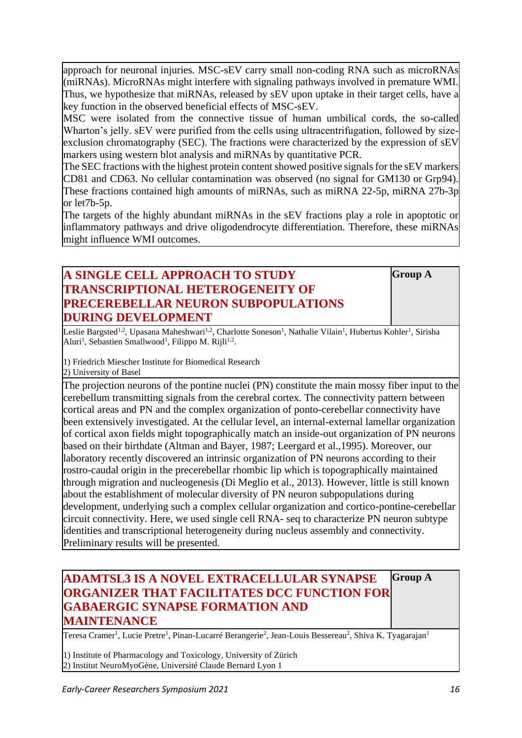approach for neuronal injuries. MSC-sEV carry small non-coding RNA such as microRNAs (miRNAs). MicroRNAs might interfere with signaling pathways involved in premature WMI. Thus, we hypothesize that miRNAs, released by sEV upon uptake in their target cells, have a key function in the observed beneficial effects of MSC-sEV.

MSC were isolated from the connective tissue of human umbilical cords, the so-called Wharton's jelly. sEV were purified from the cells using ultracentrifugation, followed by size-exclusion chromatography (SEC). The fractions were characterized by the expression of sEV markers using western blot analysis and miRNAs by quantitative PCR.

The SEC fractions with the highest protein content showed positive signals for the sEV markers CD81 and CD63. No cellular contamination was observed (no signal for GM130 or Grp94). These fractions contained high amounts of miRNAs, such as miRNA 22-5p, miRNA 27b-3p or let7b-5p.

The targets of the highly abundant miRNAs in the sEV fractions play a role in apoptotic or inflammatory pathways and drive oligodendrocyte differentiation. Therefore, these miRNAs might influence WMI outcomes.

## A SINGLE CELL APPROACH TO STUDY TRANSCRIPTIONAL HETEROGENEITY OF PRECEREBELLAR NEURON SUBPOPULATIONS DURING DEVELOPMENT

**Group A**

Leslie Bargsted[1,2], Upasana Maheshwari[1,2], Charlotte Soneson[1], Nathalie Vilain[1], Hubertus Kohler[1], Sirisha Aluri[1], Sebastien Smallwood[1], Filippo M. Rijli[1,2].

1) Friedrich Miescher Institute for Biomedical Research
2) University of Basel

The projection neurons of the pontine nuclei (PN) constitute the main mossy fiber input to the cerebellum transmitting signals from the cerebral cortex. The connectivity pattern between cortical areas and PN and the complex organization of ponto-cerebellar connectivity have been extensively investigated. At the cellular level, an internal-external lamellar organization of cortical axon fields might topographically match an inside-out organization of PN neurons based on their birthdate (Altman and Bayer, 1987; Leergard et al.,1995). Moreover, our laboratory recently discovered an intrinsic organization of PN neurons according to their rostro-caudal origin in the precerebellar rhombic lip which is topographically maintained through migration and nucleogenesis (Di Meglio et al., 2013). However, little is still known about the establishment of molecular diversity of PN neuron subpopulations during development, underlying such a complex cellular organization and cortico-pontine-cerebellar circuit connectivity. Here, we used single cell RNA- seq to characterize PN neuron subtype identities and transcriptional heterogeneity during nucleus assembly and connectivity. Preliminary results will be presented.

## ADAMTSL3 IS A NOVEL EXTRACELLULAR SYNAPSE ORGANIZER THAT FACILITATES DCC FUNCTION FOR GABAERGIC SYNAPSE FORMATION AND MAINTENANCE

**Group A**

Teresa Cramer[1], Lucie Pretre[1], Pinan-Lucarré Berangerie[2], Jean-Louis Bessereau[2], Shiva K. Tyagarajan[1]

1) Institute of Pharmacology and Toxicology, University of Zürich
2) Institut NeuroMyoGène, Université Claude Bernard Lyon 1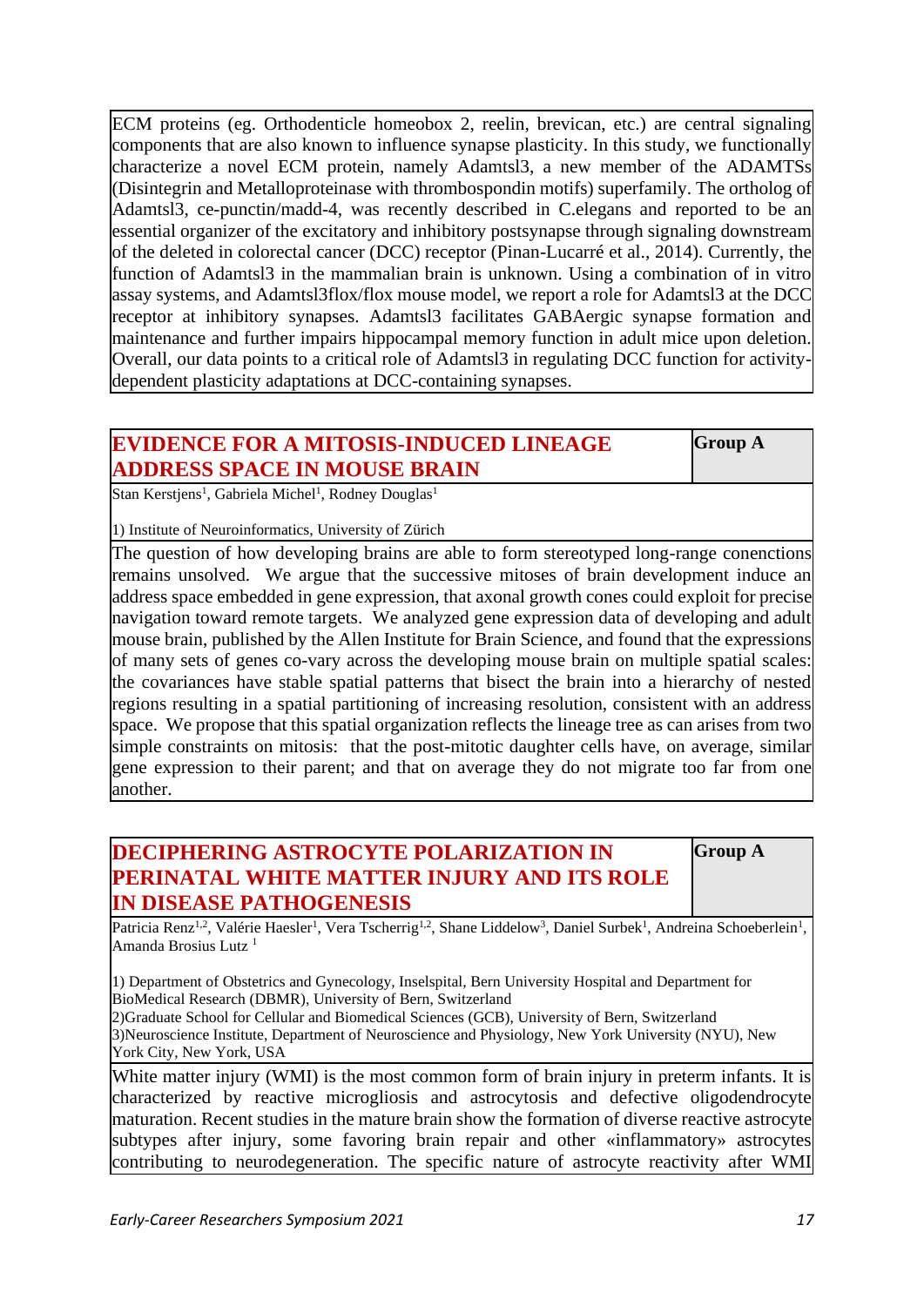ECM proteins (eg. Orthodenticle homeobox 2, reelin, brevican, etc.) are central signaling components that are also known to influence synapse plasticity. In this study, we functionally characterize a novel ECM protein, namely Adamtsl3, a new member of the ADAMTSs (Disintegrin and Metalloproteinase with thrombospondin motifs) superfamily. The ortholog of Adamtsl3, ce-punctin/madd-4, was recently described in C.elegans and reported to be an essential organizer of the excitatory and inhibitory postsynapse through signaling downstream of the deleted in colorectal cancer (DCC) receptor (Pinan-Lucarré et al., 2014). Currently, the function of Adamtsl3 in the mammalian brain is unknown. Using a combination of in vitro assay systems, and Adamtsl3flox/flox mouse model, we report a role for Adamtsl3 at the DCC receptor at inhibitory synapses. Adamtsl3 facilitates GABAergic synapse formation and maintenance and further impairs hippocampal memory function in adult mice upon deletion. Overall, our data points to a critical role of Adamtsl3 in regulating DCC function for activity-dependent plasticity adaptations at DCC-containing synapses.

## EVIDENCE FOR A MITOSIS-INDUCED LINEAGE ADDRESS SPACE IN MOUSE BRAIN

**Group A**

Stan Kerstjens[1], Gabriela Michel[1], Rodney Douglas[1]

1) Institute of Neuroinformatics, University of Zürich

The question of how developing brains are able to form stereotyped long-range conenctions remains unsolved. We argue that the successive mitoses of brain development induce an address space embedded in gene expression, that axonal growth cones could exploit for precise navigation toward remote targets. We analyzed gene expression data of developing and adult mouse brain, published by the Allen Institute for Brain Science, and found that the expressions of many sets of genes co-vary across the developing mouse brain on multiple spatial scales: the covariances have stable spatial patterns that bisect the brain into a hierarchy of nested regions resulting in a spatial partitioning of increasing resolution, consistent with an address space. We propose that this spatial organization reflects the lineage tree as can arises from two simple constraints on mitosis: that the post-mitotic daughter cells have, on average, similar gene expression to their parent; and that on average they do not migrate too far from one another.

## DECIPHERING ASTROCYTE POLARIZATION IN PERINATAL WHITE MATTER INJURY AND ITS ROLE IN DISEASE PATHOGENESIS

**Group A**

Patricia Renz[1,2], Valérie Haesler[1], Vera Tscherrig[1,2], Shane Liddelow[3], Daniel Surbek[1], Andreina Schoeberlein[1], Amanda Brosius Lutz [1]

1) Department of Obstetrics and Gynecology, Inselspital, Bern University Hospital and Department for BioMedical Research (DBMR), University of Bern, Switzerland
2)Graduate School for Cellular and Biomedical Sciences (GCB), University of Bern, Switzerland
3)Neuroscience Institute, Department of Neuroscience and Physiology, New York University (NYU), New York City, New York, USA

White matter injury (WMI) is the most common form of brain injury in preterm infants. It is characterized by reactive microgliosis and astrocytosis and defective oligodendrocyte maturation. Recent studies in the mature brain show the formation of diverse reactive astrocyte subtypes after injury, some favoring brain repair and other «inflammatory» astrocytes contributing to neurodegeneration. The specific nature of astrocyte reactivity after WMI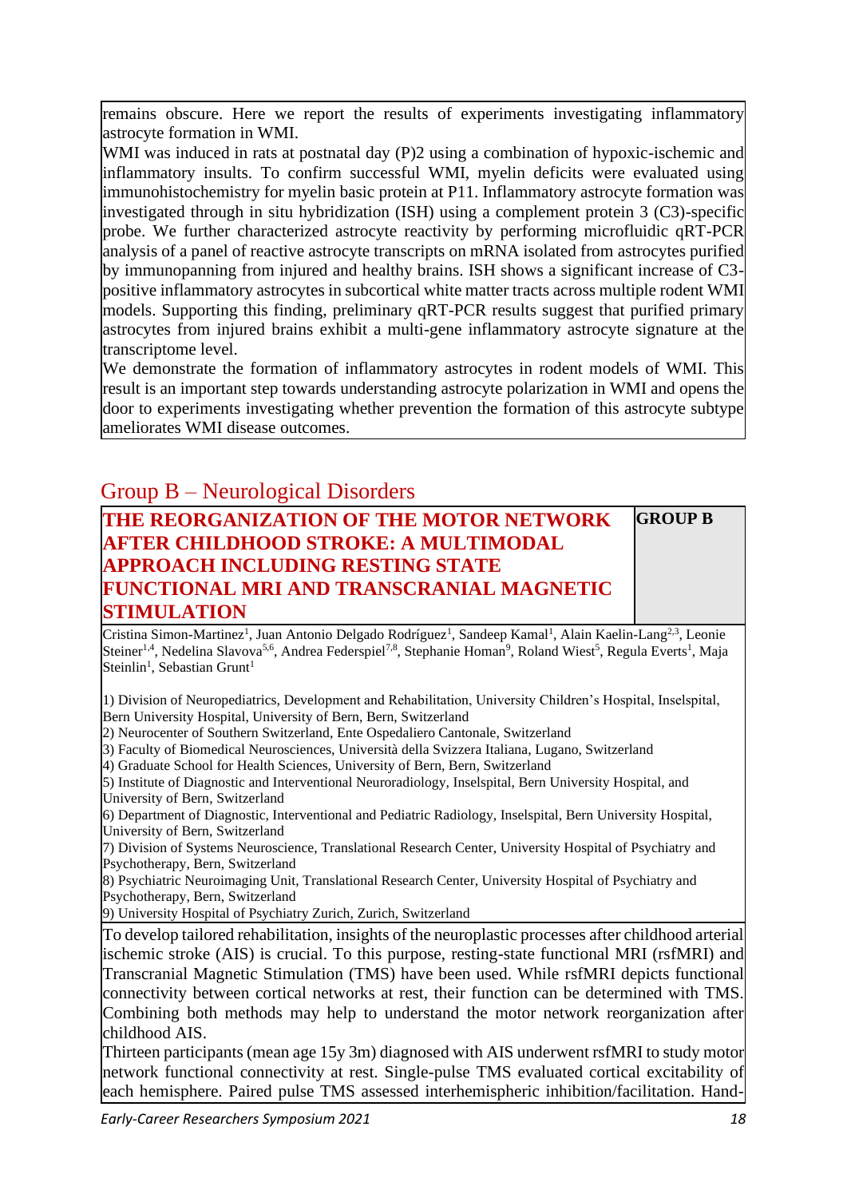remains obscure. Here we report the results of experiments investigating inflammatory astrocyte formation in WMI.

WMI was induced in rats at postnatal day (P)2 using a combination of hypoxic-ischemic and inflammatory insults. To confirm successful WMI, myelin deficits were evaluated using immunohistochemistry for myelin basic protein at P11. Inflammatory astrocyte formation was investigated through in situ hybridization (ISH) using a complement protein 3 (C3)-specific probe. We further characterized astrocyte reactivity by performing microfluidic qRT-PCR analysis of a panel of reactive astrocyte transcripts on mRNA isolated from astrocytes purified by immunopanning from injured and healthy brains. ISH shows a significant increase of C3-positive inflammatory astrocytes in subcortical white matter tracts across multiple rodent WMI models. Supporting this finding, preliminary qRT-PCR results suggest that purified primary astrocytes from injured brains exhibit a multi-gene inflammatory astrocyte signature at the transcriptome level.

We demonstrate the formation of inflammatory astrocytes in rodent models of WMI. This result is an important step towards understanding astrocyte polarization in WMI and opens the door to experiments investigating whether prevention the formation of this astrocyte subtype ameliorates WMI disease outcomes.

## Group B – Neurological Disorders

### THE REORGANIZATION OF THE MOTOR NETWORK AFTER CHILDHOOD STROKE: A MULTIMODAL APPROACH INCLUDING RESTING STATE FUNCTIONAL MRI AND TRANSCRANIAL MAGNETIC STIMULATION

**GROUP B**

Cristina Simon-Martinez[1], Juan Antonio Delgado Rodríguez[1], Sandeep Kamal[1], Alain Kaelin-Lang[2,3], Leonie Steiner[1,4], Nedelina Slavova[5,6], Andrea Federspiel[7,8], Stephanie Homan[9], Roland Wiest[5], Regula Everts[1], Maja Steinlin[1], Sebastian Grunt[1]

1) Division of Neuropediatrics, Development and Rehabilitation, University Children's Hospital, Inselspital, Bern University Hospital, University of Bern, Bern, Switzerland
2) Neurocenter of Southern Switzerland, Ente Ospedaliero Cantonale, Switzerland
3) Faculty of Biomedical Neurosciences, Università della Svizzera Italiana, Lugano, Switzerland
4) Graduate School for Health Sciences, University of Bern, Bern, Switzerland
5) Institute of Diagnostic and Interventional Neuroradiology, Inselspital, Bern University Hospital, and University of Bern, Switzerland
6) Department of Diagnostic, Interventional and Pediatric Radiology, Inselspital, Bern University Hospital, University of Bern, Switzerland
7) Division of Systems Neuroscience, Translational Research Center, University Hospital of Psychiatry and Psychotherapy, Bern, Switzerland
8) Psychiatric Neuroimaging Unit, Translational Research Center, University Hospital of Psychiatry and Psychotherapy, Bern, Switzerland
9) University Hospital of Psychiatry Zurich, Zurich, Switzerland

To develop tailored rehabilitation, insights of the neuroplastic processes after childhood arterial ischemic stroke (AIS) is crucial. To this purpose, resting-state functional MRI (rsfMRI) and Transcranial Magnetic Stimulation (TMS) have been used. While rsfMRI depicts functional connectivity between cortical networks at rest, their function can be determined with TMS. Combining both methods may help to understand the motor network reorganization after childhood AIS.

Thirteen participants (mean age 15y 3m) diagnosed with AIS underwent rsfMRI to study motor network functional connectivity at rest. Single-pulse TMS evaluated cortical excitability of each hemisphere. Paired pulse TMS assessed interhemispheric inhibition/facilitation. Hand-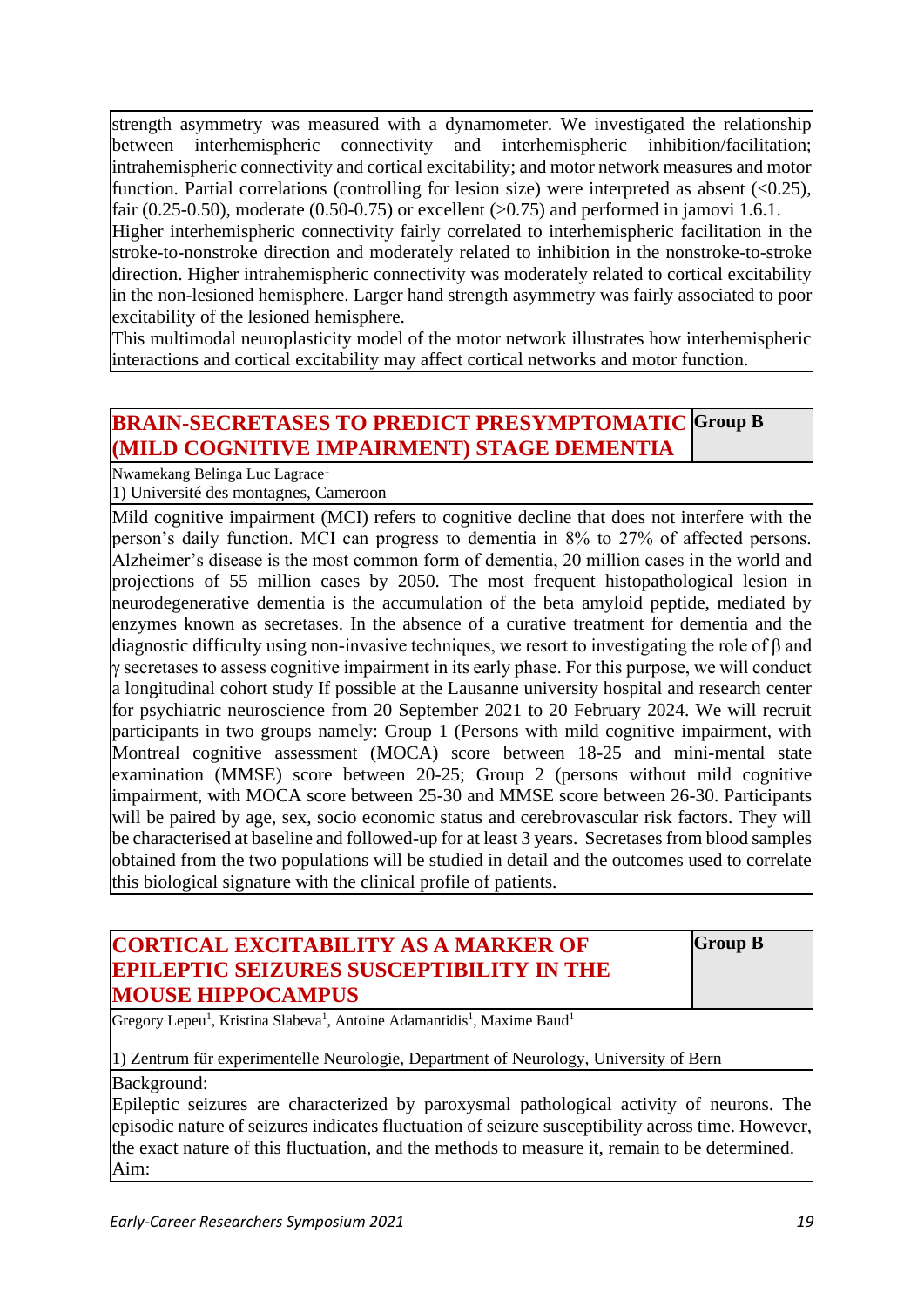strength asymmetry was measured with a dynamometer. We investigated the relationship between interhemispheric connectivity and interhemispheric inhibition/facilitation; intrahemispheric connectivity and cortical excitability; and motor network measures and motor function. Partial correlations (controlling for lesion size) were interpreted as absent (<0.25), fair (0.25-0.50), moderate (0.50-0.75) or excellent (>0.75) and performed in jamovi 1.6.1.
Higher interhemispheric connectivity fairly correlated to interhemispheric facilitation in the stroke-to-nonstroke direction and moderately related to inhibition in the nonstroke-to-stroke direction. Higher intrahemispheric connectivity was moderately related to cortical excitability in the non-lesioned hemisphere. Larger hand strength asymmetry was fairly associated to poor excitability of the lesioned hemisphere.
This multimodal neuroplasticity model of the motor network illustrates how interhemispheric interactions and cortical excitability may affect cortical networks and motor function.

## BRAIN-SECRETASES TO PREDICT PRESYMPTOMATIC (MILD COGNITIVE IMPAIRMENT) STAGE DEMENTIA

**Group B**

Nwamekang Belinga Luc Lagrace[1]

1) Université des montagnes, Cameroon

Mild cognitive impairment (MCI) refers to cognitive decline that does not interfere with the person's daily function. MCI can progress to dementia in 8% to 27% of affected persons. Alzheimer's disease is the most common form of dementia, 20 million cases in the world and projections of 55 million cases by 2050. The most frequent histopathological lesion in neurodegenerative dementia is the accumulation of the beta amyloid peptide, mediated by enzymes known as secretases. In the absence of a curative treatment for dementia and the diagnostic difficulty using non-invasive techniques, we resort to investigating the role of β and γ secretases to assess cognitive impairment in its early phase. For this purpose, we will conduct a longitudinal cohort study If possible at the Lausanne university hospital and research center for psychiatric neuroscience from 20 September 2021 to 20 February 2024. We will recruit participants in two groups namely: Group 1 (Persons with mild cognitive impairment, with Montreal cognitive assessment (MOCA) score between 18-25 and mini-mental state examination (MMSE) score between 20-25; Group 2 (persons without mild cognitive impairment, with MOCA score between 25-30 and MMSE score between 26-30. Participants will be paired by age, sex, socio economic status and cerebrovascular risk factors. They will be characterised at baseline and followed-up for at least 3 years. Secretases from blood samples obtained from the two populations will be studied in detail and the outcomes used to correlate this biological signature with the clinical profile of patients.

## CORTICAL EXCITABILITY AS A MARKER OF EPILEPTIC SEIZURES SUSCEPTIBILITY IN THE MOUSE HIPPOCAMPUS

**Group B**

Gregory Lepeu[1], Kristina Slabeva[1], Antoine Adamantidis[1], Maxime Baud[1]

1) Zentrum für experimentelle Neurologie, Department of Neurology, University of Bern

Background:
Epileptic seizures are characterized by paroxysmal pathological activity of neurons. The episodic nature of seizures indicates fluctuation of seizure susceptibility across time. However, the exact nature of this fluctuation, and the methods to measure it, remain to be determined.
Aim: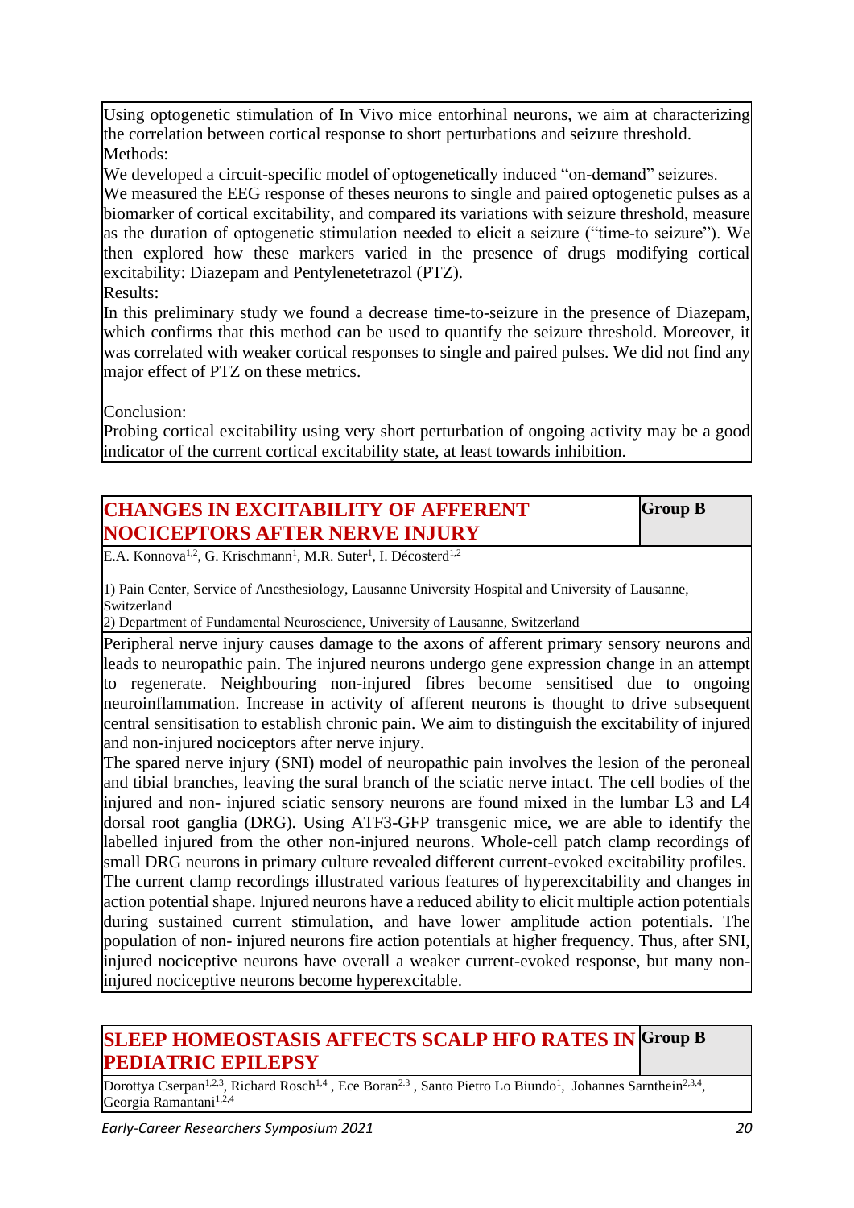Using optogenetic stimulation of In Vivo mice entorhinal neurons, we aim at characterizing the correlation between cortical response to short perturbations and seizure threshold.

Methods:

We developed a circuit-specific model of optogenetically induced "on-demand" seizures.

We measured the EEG response of theses neurons to single and paired optogenetic pulses as a biomarker of cortical excitability, and compared its variations with seizure threshold, measure as the duration of optogenetic stimulation needed to elicit a seizure ("time-to seizure"). We then explored how these markers varied in the presence of drugs modifying cortical excitability: Diazepam and Pentylenetetrazol (PTZ).

Results:

In this preliminary study we found a decrease time-to-seizure in the presence of Diazepam, which confirms that this method can be used to quantify the seizure threshold. Moreover, it was correlated with weaker cortical responses to single and paired pulses. We did not find any major effect of PTZ on these metrics.

Conclusion:

Probing cortical excitability using very short perturbation of ongoing activity may be a good indicator of the current cortical excitability state, at least towards inhibition.

## CHANGES IN EXCITABILITY OF AFFERENT NOCICEPTORS AFTER NERVE INJURY

**Group B**

E.A. Konnova[1,2], G. Krischmann[1], M.R. Suter[1], I. Décosterd[1,2]

1) Pain Center, Service of Anesthesiology, Lausanne University Hospital and University of Lausanne, Switzerland
2) Department of Fundamental Neuroscience, University of Lausanne, Switzerland

Peripheral nerve injury causes damage to the axons of afferent primary sensory neurons and leads to neuropathic pain. The injured neurons undergo gene expression change in an attempt to regenerate. Neighbouring non-injured fibres become sensitised due to ongoing neuroinflammation. Increase in activity of afferent neurons is thought to drive subsequent central sensitisation to establish chronic pain. We aim to distinguish the excitability of injured and non-injured nociceptors after nerve injury.

The spared nerve injury (SNI) model of neuropathic pain involves the lesion of the peroneal and tibial branches, leaving the sural branch of the sciatic nerve intact. The cell bodies of the injured and non- injured sciatic sensory neurons are found mixed in the lumbar L3 and L4 dorsal root ganglia (DRG). Using ATF3-GFP transgenic mice, we are able to identify the labelled injured from the other non-injured neurons. Whole-cell patch clamp recordings of small DRG neurons in primary culture revealed different current-evoked excitability profiles.

The current clamp recordings illustrated various features of hyperexcitability and changes in action potential shape. Injured neurons have a reduced ability to elicit multiple action potentials during sustained current stimulation, and have lower amplitude action potentials. The population of non- injured neurons fire action potentials at higher frequency. Thus, after SNI, injured nociceptive neurons have overall a weaker current-evoked response, but many non-injured nociceptive neurons become hyperexcitable.

## SLEEP HOMEOSTASIS AFFECTS SCALP HFO RATES IN PEDIATRIC EPILEPSY

**Group B**

Dorottya Cserpan[1,2,3], Richard Rosch[1,4], Ece Boran[2,3], Santo Pietro Lo Biundo[1], Johannes Sarnthein[2,3,4], Georgia Ramantani[1,2,4]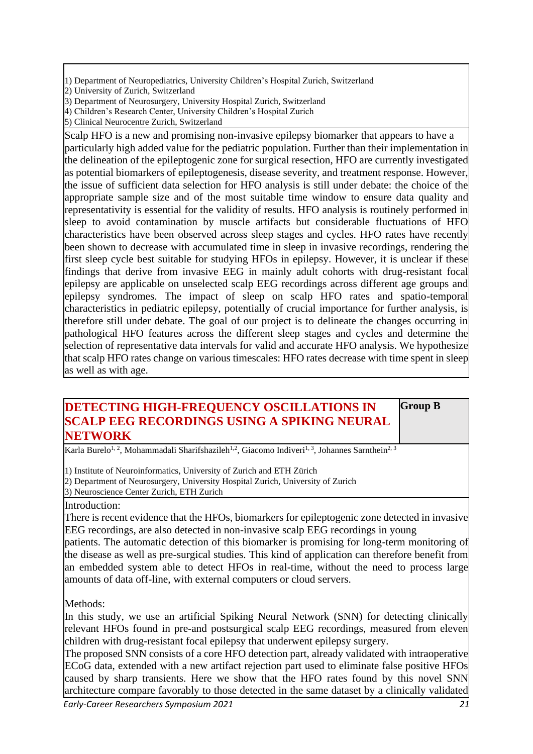1) Department of Neuropediatrics, University Children's Hospital Zurich, Switzerland
2) University of Zurich, Switzerland
3) Department of Neurosurgery, University Hospital Zurich, Switzerland
4) Children's Research Center, University Children's Hospital Zurich
5) Clinical Neurocentre Zurich, Switzerland

Scalp HFO is a new and promising non-invasive epilepsy biomarker that appears to have a particularly high added value for the pediatric population. Further than their implementation in the delineation of the epileptogenic zone for surgical resection, HFO are currently investigated as potential biomarkers of epileptogenesis, disease severity, and treatment response. However, the issue of sufficient data selection for HFO analysis is still under debate: the choice of the appropriate sample size and of the most suitable time window to ensure data quality and representativity is essential for the validity of results. HFO analysis is routinely performed in sleep to avoid contamination by muscle artifacts but considerable fluctuations of HFO characteristics have been observed across sleep stages and cycles. HFO rates have recently been shown to decrease with accumulated time in sleep in invasive recordings, rendering the first sleep cycle best suitable for studying HFOs in epilepsy. However, it is unclear if these findings that derive from invasive EEG in mainly adult cohorts with drug-resistant focal epilepsy are applicable on unselected scalp EEG recordings across different age groups and epilepsy syndromes. The impact of sleep on scalp HFO rates and spatio-temporal characteristics in pediatric epilepsy, potentially of crucial importance for further analysis, is therefore still under debate. The goal of our project is to delineate the changes occurring in pathological HFO features across the different sleep stages and cycles and determine the selection of representative data intervals for valid and accurate HFO analysis. We hypothesize that scalp HFO rates change on various timescales: HFO rates decrease with time spent in sleep as well as with age.

## DETECTING HIGH-FREQUENCY OSCILLATIONS IN SCALP EEG RECORDINGS USING A SPIKING NEURAL NETWORK

**Group B**

Karla Burelo[1, 2], Mohammadali Sharifshazileh[1,2], Giacomo Indiveri[1, 3], Johannes Sarnthein[2, 3]

1) Institute of Neuroinformatics, University of Zurich and ETH Zürich
2) Department of Neurosurgery, University Hospital Zurich, University of Zurich
3) Neuroscience Center Zurich, ETH Zurich

Introduction:

There is recent evidence that the HFOs, biomarkers for epileptogenic zone detected in invasive EEG recordings, are also detected in non-invasive scalp EEG recordings in young patients. The automatic detection of this biomarker is promising for long-term monitoring of the disease as well as pre-surgical studies. This kind of application can therefore benefit from an embedded system able to detect HFOs in real-time, without the need to process large amounts of data off-line, with external computers or cloud servers.

Methods:

In this study, we use an artificial Spiking Neural Network (SNN) for detecting clinically relevant HFOs found in pre-and postsurgical scalp EEG recordings, measured from eleven children with drug-resistant focal epilepsy that underwent epilepsy surgery.

The proposed SNN consists of a core HFO detection part, already validated with intraoperative ECoG data, extended with a new artifact rejection part used to eliminate false positive HFOs caused by sharp transients. Here we show that the HFO rates found by this novel SNN architecture compare favorably to those detected in the same dataset by a clinically validated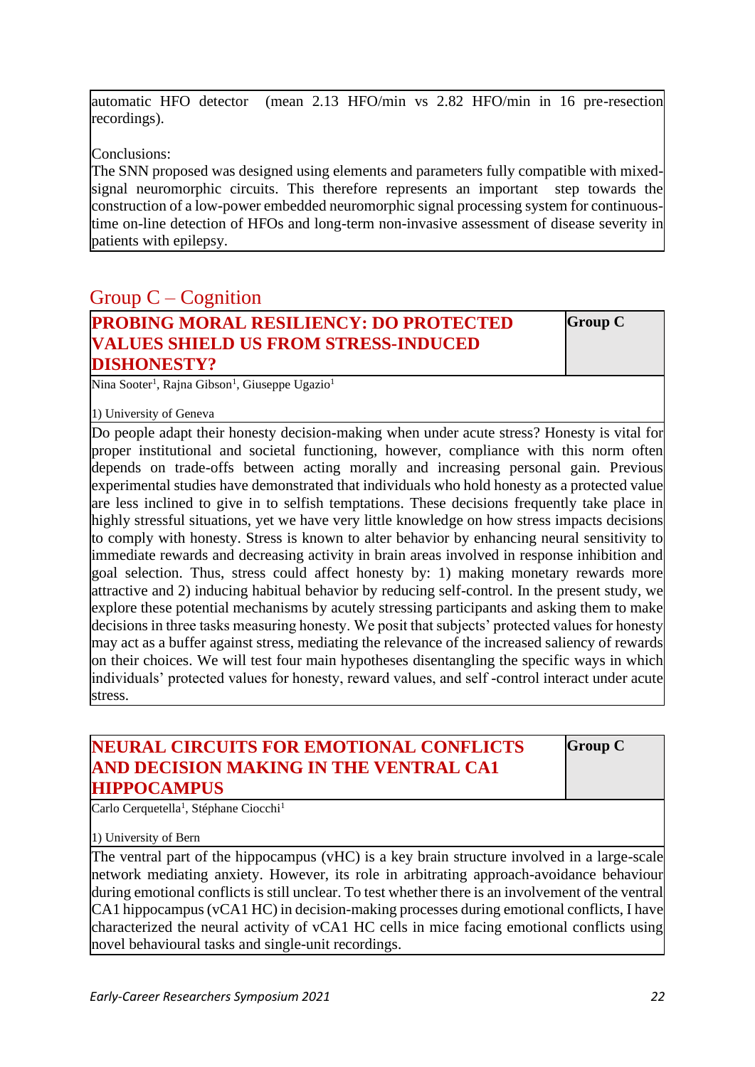automatic HFO detector (mean 2.13 HFO/min vs 2.82 HFO/min in 16 pre-resection recordings).

Conclusions:
The SNN proposed was designed using elements and parameters fully compatible with mixed-signal neuromorphic circuits. This therefore represents an important step towards the construction of a low-power embedded neuromorphic signal processing system for continuous-time on-line detection of HFOs and long-term non-invasive assessment of disease severity in patients with epilepsy.

## Group C – Cognition

### PROBING MORAL RESILIENCY: DO PROTECTED VALUES SHIELD US FROM STRESS-INDUCED DISHONESTY?

**Group C**

Nina Sooter[1], Rajna Gibson[1], Giuseppe Ugazio[1]

1) University of Geneva

Do people adapt their honesty decision-making when under acute stress? Honesty is vital for proper institutional and societal functioning, however, compliance with this norm often depends on trade-offs between acting morally and increasing personal gain. Previous experimental studies have demonstrated that individuals who hold honesty as a protected value are less inclined to give in to selfish temptations. These decisions frequently take place in highly stressful situations, yet we have very little knowledge on how stress impacts decisions to comply with honesty. Stress is known to alter behavior by enhancing neural sensitivity to immediate rewards and decreasing activity in brain areas involved in response inhibition and goal selection. Thus, stress could affect honesty by: 1) making monetary rewards more attractive and 2) inducing habitual behavior by reducing self-control. In the present study, we explore these potential mechanisms by acutely stressing participants and asking them to make decisions in three tasks measuring honesty. We posit that subjects' protected values for honesty may act as a buffer against stress, mediating the relevance of the increased saliency of rewards on their choices. We will test four main hypotheses disentangling the specific ways in which individuals' protected values for honesty, reward values, and self -control interact under acute stress.

### NEURAL CIRCUITS FOR EMOTIONAL CONFLICTS AND DECISION MAKING IN THE VENTRAL CA1 HIPPOCAMPUS

**Group C**

Carlo Cerquetella[1], Stéphane Ciocchi[1]

1) University of Bern

The ventral part of the hippocampus (vHC) is a key brain structure involved in a large-scale network mediating anxiety. However, its role in arbitrating approach-avoidance behaviour during emotional conflicts is still unclear. To test whether there is an involvement of the ventral CA1 hippocampus (vCA1 HC) in decision-making processes during emotional conflicts, I have characterized the neural activity of vCA1 HC cells in mice facing emotional conflicts using novel behavioural tasks and single-unit recordings.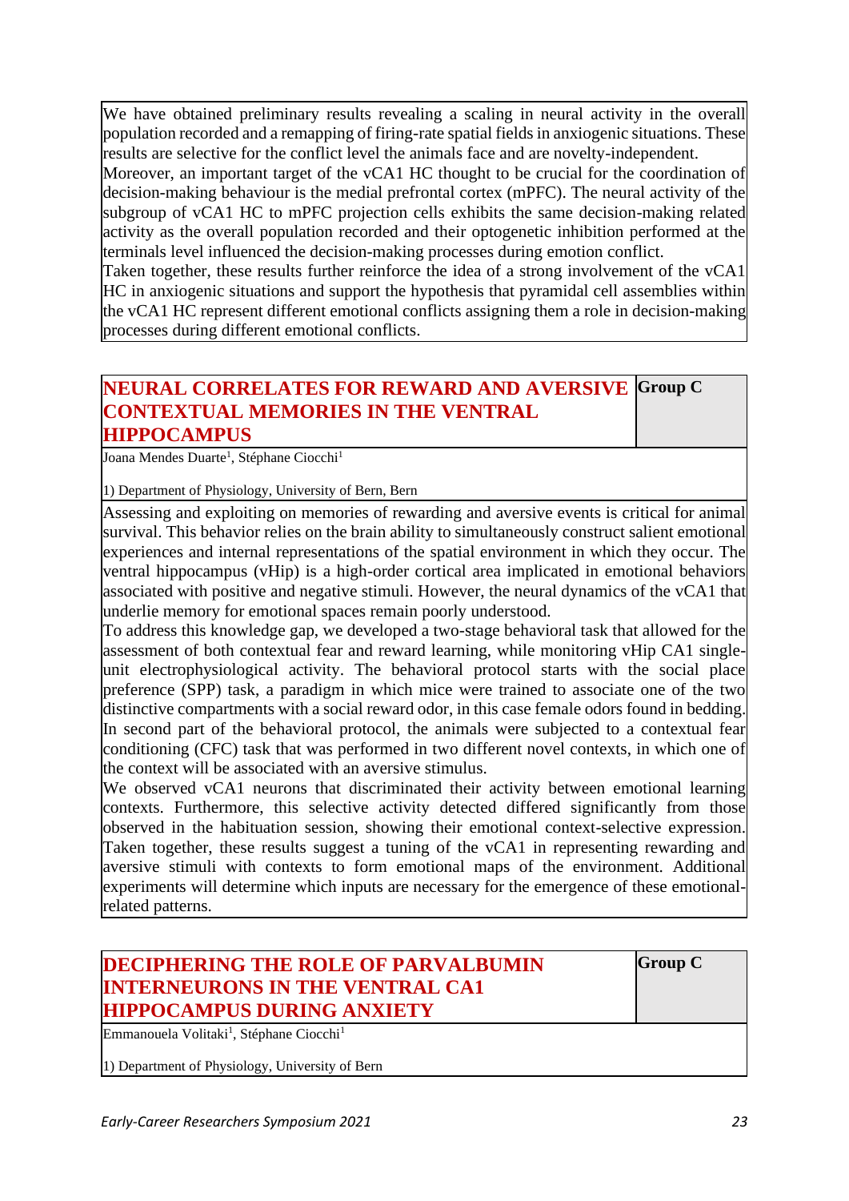We have obtained preliminary results revealing a scaling in neural activity in the overall population recorded and a remapping of firing-rate spatial fields in anxiogenic situations. These results are selective for the conflict level the animals face and are novelty-independent.
Moreover, an important target of the vCA1 HC thought to be crucial for the coordination of decision-making behaviour is the medial prefrontal cortex (mPFC). The neural activity of the subgroup of vCA1 HC to mPFC projection cells exhibits the same decision-making related activity as the overall population recorded and their optogenetic inhibition performed at the terminals level influenced the decision-making processes during emotion conflict.
Taken together, these results further reinforce the idea of a strong involvement of the vCA1 HC in anxiogenic situations and support the hypothesis that pyramidal cell assemblies within the vCA1 HC represent different emotional conflicts assigning them a role in decision-making processes during different emotional conflicts.

## NEURAL CORRELATES FOR REWARD AND AVERSIVE CONTEXTUAL MEMORIES IN THE VENTRAL HIPPOCAMPUS

**Group C**

Joana Mendes Duarte[1], Stéphane Ciocchi[1]

1) Department of Physiology, University of Bern, Bern

Assessing and exploiting on memories of rewarding and aversive events is critical for animal survival. This behavior relies on the brain ability to simultaneously construct salient emotional experiences and internal representations of the spatial environment in which they occur. The ventral hippocampus (vHip) is a high-order cortical area implicated in emotional behaviors associated with positive and negative stimuli. However, the neural dynamics of the vCA1 that underlie memory for emotional spaces remain poorly understood.
To address this knowledge gap, we developed a two-stage behavioral task that allowed for the assessment of both contextual fear and reward learning, while monitoring vHip CA1 single-unit electrophysiological activity. The behavioral protocol starts with the social place preference (SPP) task, a paradigm in which mice were trained to associate one of the two distinctive compartments with a social reward odor, in this case female odors found in bedding. In second part of the behavioral protocol, the animals were subjected to a contextual fear conditioning (CFC) task that was performed in two different novel contexts, in which one of the context will be associated with an aversive stimulus.
We observed vCA1 neurons that discriminated their activity between emotional learning contexts. Furthermore, this selective activity detected differed significantly from those observed in the habituation session, showing their emotional context-selective expression. Taken together, these results suggest a tuning of the vCA1 in representing rewarding and aversive stimuli with contexts to form emotional maps of the environment. Additional experiments will determine which inputs are necessary for the emergence of these emotional-related patterns.

## DECIPHERING THE ROLE OF PARVALBUMIN INTERNEURONS IN THE VENTRAL CA1 HIPPOCAMPUS DURING ANXIETY

**Group C**

Emmanouela Volitaki[1], Stéphane Ciocchi[1]

1) Department of Physiology, University of Bern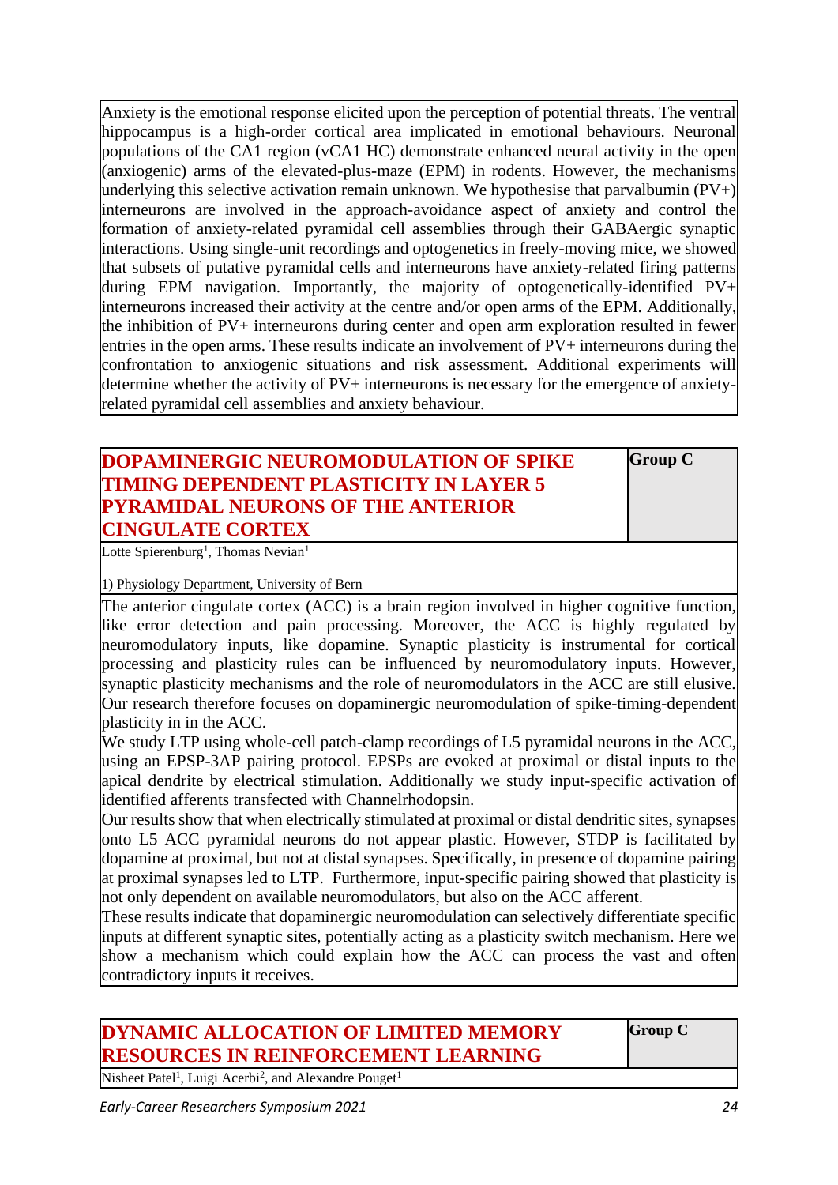Anxiety is the emotional response elicited upon the perception of potential threats. The ventral hippocampus is a high-order cortical area implicated in emotional behaviours. Neuronal populations of the CA1 region (vCA1 HC) demonstrate enhanced neural activity in the open (anxiogenic) arms of the elevated-plus-maze (EPM) in rodents. However, the mechanisms underlying this selective activation remain unknown. We hypothesise that parvalbumin (PV+) interneurons are involved in the approach-avoidance aspect of anxiety and control the formation of anxiety-related pyramidal cell assemblies through their GABAergic synaptic interactions. Using single-unit recordings and optogenetics in freely-moving mice, we showed that subsets of putative pyramidal cells and interneurons have anxiety-related firing patterns during EPM navigation. Importantly, the majority of optogenetically-identified PV+ interneurons increased their activity at the centre and/or open arms of the EPM. Additionally, the inhibition of PV+ interneurons during center and open arm exploration resulted in fewer entries in the open arms. These results indicate an involvement of PV+ interneurons during the confrontation to anxiogenic situations and risk assessment. Additional experiments will determine whether the activity of PV+ interneurons is necessary for the emergence of anxiety-related pyramidal cell assemblies and anxiety behaviour.

## DOPAMINERGIC NEUROMODULATION OF SPIKE TIMING DEPENDENT PLASTICITY IN LAYER 5 PYRAMIDAL NEURONS OF THE ANTERIOR CINGULATE CORTEX

**Group C**

Lotte Spierenburg[1], Thomas Nevian[1]

1) Physiology Department, University of Bern

The anterior cingulate cortex (ACC) is a brain region involved in higher cognitive function, like error detection and pain processing. Moreover, the ACC is highly regulated by neuromodulatory inputs, like dopamine. Synaptic plasticity is instrumental for cortical processing and plasticity rules can be influenced by neuromodulatory inputs. However, synaptic plasticity mechanisms and the role of neuromodulators in the ACC are still elusive. Our research therefore focuses on dopaminergic neuromodulation of spike-timing-dependent plasticity in in the ACC.

We study LTP using whole-cell patch-clamp recordings of L5 pyramidal neurons in the ACC, using an EPSP-3AP pairing protocol. EPSPs are evoked at proximal or distal inputs to the apical dendrite by electrical stimulation. Additionally we study input-specific activation of identified afferents transfected with Channelrhodopsin.

Our results show that when electrically stimulated at proximal or distal dendritic sites, synapses onto L5 ACC pyramidal neurons do not appear plastic. However, STDP is facilitated by dopamine at proximal, but not at distal synapses. Specifically, in presence of dopamine pairing at proximal synapses led to LTP. Furthermore, input-specific pairing showed that plasticity is not only dependent on available neuromodulators, but also on the ACC afferent.

These results indicate that dopaminergic neuromodulation can selectively differentiate specific inputs at different synaptic sites, potentially acting as a plasticity switch mechanism. Here we show a mechanism which could explain how the ACC can process the vast and often contradictory inputs it receives.

## DYNAMIC ALLOCATION OF LIMITED MEMORY RESOURCES IN REINFORCEMENT LEARNING

**Group C**

Nisheet Patel[1], Luigi Acerbi[2], and Alexandre Pouget[1]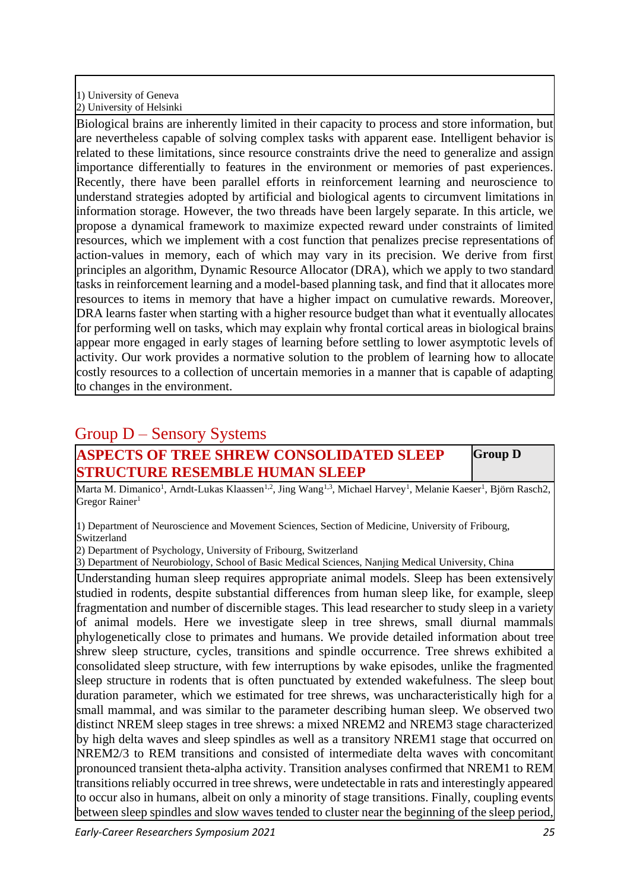1) University of Geneva
2) University of Helsinki

Biological brains are inherently limited in their capacity to process and store information, but are nevertheless capable of solving complex tasks with apparent ease. Intelligent behavior is related to these limitations, since resource constraints drive the need to generalize and assign importance differentially to features in the environment or memories of past experiences. Recently, there have been parallel efforts in reinforcement learning and neuroscience to understand strategies adopted by artificial and biological agents to circumvent limitations in information storage. However, the two threads have been largely separate. In this article, we propose a dynamical framework to maximize expected reward under constraints of limited resources, which we implement with a cost function that penalizes precise representations of action-values in memory, each of which may vary in its precision. We derive from first principles an algorithm, Dynamic Resource Allocator (DRA), which we apply to two standard tasks in reinforcement learning and a model-based planning task, and find that it allocates more resources to items in memory that have a higher impact on cumulative rewards. Moreover, DRA learns faster when starting with a higher resource budget than what it eventually allocates for performing well on tasks, which may explain why frontal cortical areas in biological brains appear more engaged in early stages of learning before settling to lower asymptotic levels of activity. Our work provides a normative solution to the problem of learning how to allocate costly resources to a collection of uncertain memories in a manner that is capable of adapting to changes in the environment.

## Group D – Sensory Systems

### ASPECTS OF TREE SHREW CONSOLIDATED SLEEP STRUCTURE RESEMBLE HUMAN SLEEP

**Group D**

Marta M. Dimanico[1], Arndt-Lukas Klaassen[1,2], Jing Wang[1,3], Michael Harvey[1], Melanie Kaeser[1], Björn Rasch2, Gregor Rainer[1]

1) Department of Neuroscience and Movement Sciences, Section of Medicine, University of Fribourg, Switzerland
2) Department of Psychology, University of Fribourg, Switzerland
3) Department of Neurobiology, School of Basic Medical Sciences, Nanjing Medical University, China

Understanding human sleep requires appropriate animal models. Sleep has been extensively studied in rodents, despite substantial differences from human sleep like, for example, sleep fragmentation and number of discernible stages. This lead researcher to study sleep in a variety of animal models. Here we investigate sleep in tree shrews, small diurnal mammals phylogenetically close to primates and humans. We provide detailed information about tree shrew sleep structure, cycles, transitions and spindle occurrence. Tree shrews exhibited a consolidated sleep structure, with few interruptions by wake episodes, unlike the fragmented sleep structure in rodents that is often punctuated by extended wakefulness. The sleep bout duration parameter, which we estimated for tree shrews, was uncharacteristically high for a small mammal, and was similar to the parameter describing human sleep. We observed two distinct NREM sleep stages in tree shrews: a mixed NREM2 and NREM3 stage characterized by high delta waves and sleep spindles as well as a transitory NREM1 stage that occurred on NREM2/3 to REM transitions and consisted of intermediate delta waves with concomitant pronounced transient theta-alpha activity. Transition analyses confirmed that NREM1 to REM transitions reliably occurred in tree shrews, were undetectable in rats and interestingly appeared to occur also in humans, albeit on only a minority of stage transitions. Finally, coupling events between sleep spindles and slow waves tended to cluster near the beginning of the sleep period,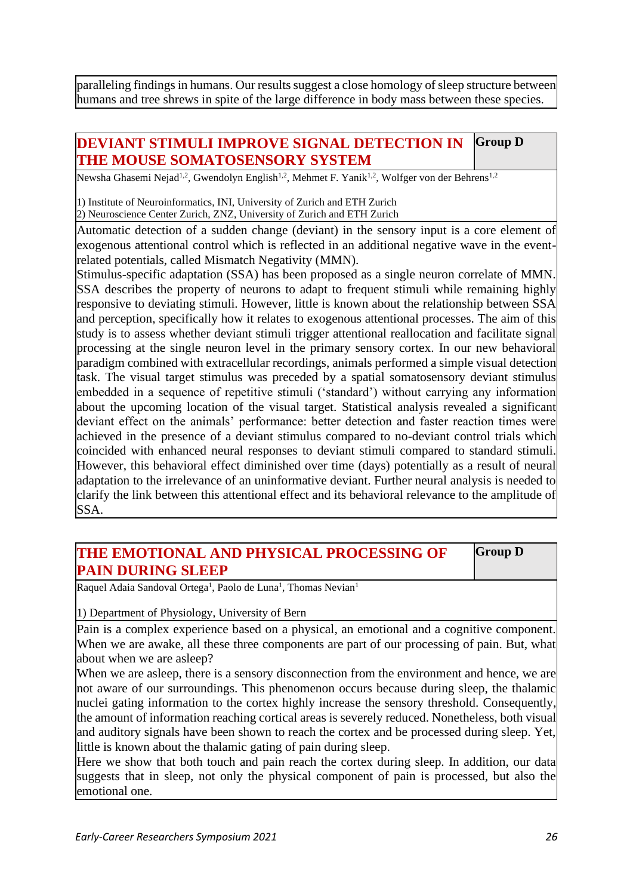paralleling findings in humans. Our results suggest a close homology of sleep structure between humans and tree shrews in spite of the large difference in body mass between these species.

## DEVIANT STIMULI IMPROVE SIGNAL DETECTION IN THE MOUSE SOMATOSENSORY SYSTEM

**Group D**

Newsha Ghasemi Nejad[1,2], Gwendolyn English[1,2], Mehmet F. Yanik[1,2], Wolfger von der Behrens[1,2]

1) Institute of Neuroinformatics, INI, University of Zurich and ETH Zurich
2) Neuroscience Center Zurich, ZNZ, University of Zurich and ETH Zurich

Automatic detection of a sudden change (deviant) in the sensory input is a core element of exogenous attentional control which is reflected in an additional negative wave in the event-related potentials, called Mismatch Negativity (MMN).
Stimulus-specific adaptation (SSA) has been proposed as a single neuron correlate of MMN. SSA describes the property of neurons to adapt to frequent stimuli while remaining highly responsive to deviating stimuli. However, little is known about the relationship between SSA and perception, specifically how it relates to exogenous attentional processes. The aim of this study is to assess whether deviant stimuli trigger attentional reallocation and facilitate signal processing at the single neuron level in the primary sensory cortex. In our new behavioral paradigm combined with extracellular recordings, animals performed a simple visual detection task. The visual target stimulus was preceded by a spatial somatosensory deviant stimulus embedded in a sequence of repetitive stimuli ('standard') without carrying any information about the upcoming location of the visual target. Statistical analysis revealed a significant deviant effect on the animals' performance: better detection and faster reaction times were achieved in the presence of a deviant stimulus compared to no-deviant control trials which coincided with enhanced neural responses to deviant stimuli compared to standard stimuli. However, this behavioral effect diminished over time (days) potentially as a result of neural adaptation to the irrelevance of an uninformative deviant. Further neural analysis is needed to clarify the link between this attentional effect and its behavioral relevance to the amplitude of SSA.

## THE EMOTIONAL AND PHYSICAL PROCESSING OF PAIN DURING SLEEP

**Group D**

Raquel Adaia Sandoval Ortega[1], Paolo de Luna[1], Thomas Nevian[1]

1) Department of Physiology, University of Bern

Pain is a complex experience based on a physical, an emotional and a cognitive component. When we are awake, all these three components are part of our processing of pain. But, what about when we are asleep?
When we are asleep, there is a sensory disconnection from the environment and hence, we are not aware of our surroundings. This phenomenon occurs because during sleep, the thalamic nuclei gating information to the cortex highly increase the sensory threshold. Consequently, the amount of information reaching cortical areas is severely reduced. Nonetheless, both visual and auditory signals have been shown to reach the cortex and be processed during sleep. Yet, little is known about the thalamic gating of pain during sleep.
Here we show that both touch and pain reach the cortex during sleep. In addition, our data suggests that in sleep, not only the physical component of pain is processed, but also the emotional one.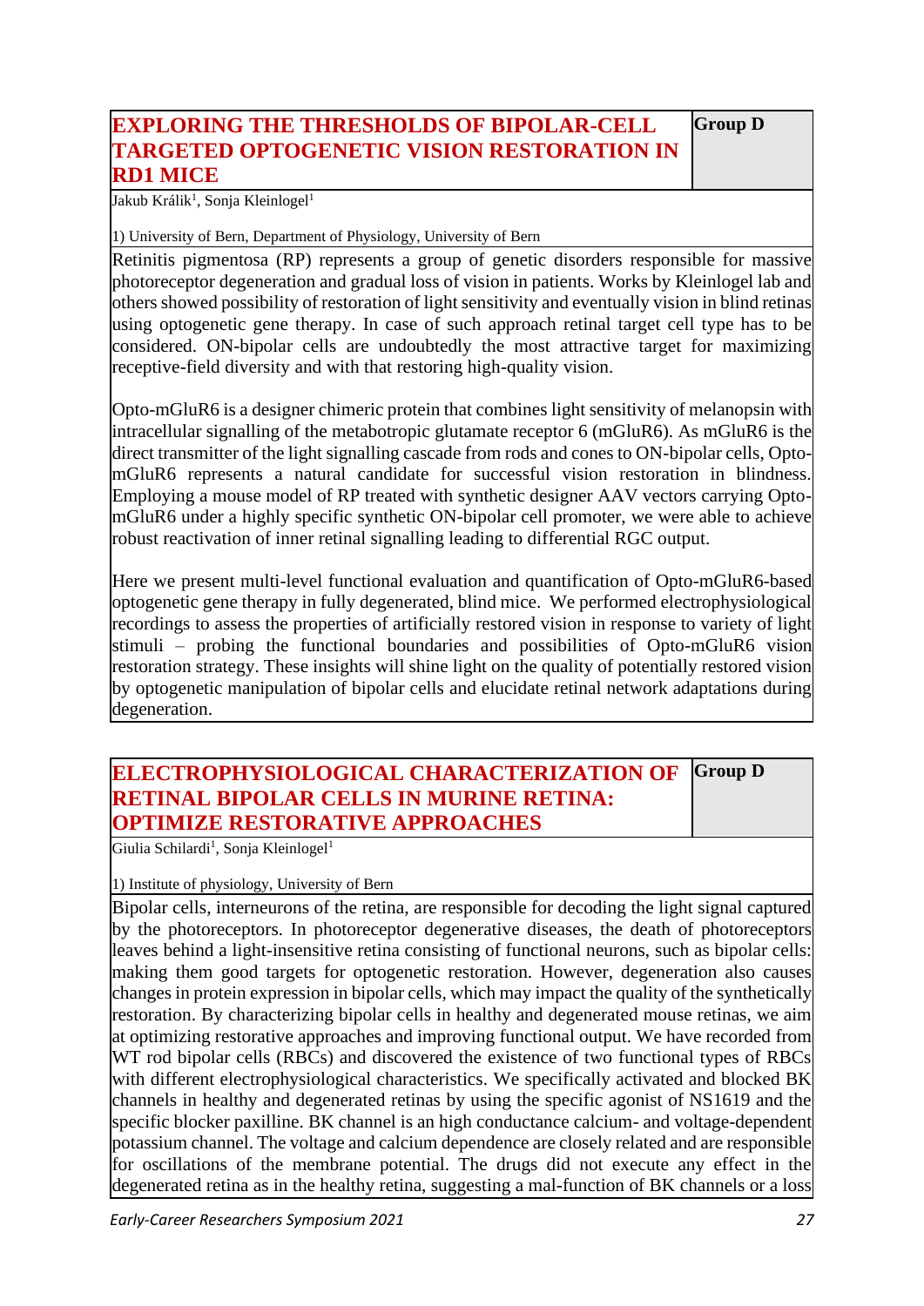## EXPLORING THE THRESHOLDS OF BIPOLAR-CELL TARGETED OPTOGENETIC VISION RESTORATION IN RD1 MICE

**Group D**

Jakub Králik[1], Sonja Kleinlogel[1]

1) University of Bern, Department of Physiology, University of Bern

Retinitis pigmentosa (RP) represents a group of genetic disorders responsible for massive photoreceptor degeneration and gradual loss of vision in patients. Works by Kleinlogel lab and others showed possibility of restoration of light sensitivity and eventually vision in blind retinas using optogenetic gene therapy. In case of such approach retinal target cell type has to be considered. ON-bipolar cells are undoubtedly the most attractive target for maximizing receptive-field diversity and with that restoring high-quality vision.

Opto-mGluR6 is a designer chimeric protein that combines light sensitivity of melanopsin with intracellular signalling of the metabotropic glutamate receptor 6 (mGluR6). As mGluR6 is the direct transmitter of the light signalling cascade from rods and cones to ON-bipolar cells, Opto-mGluR6 represents a natural candidate for successful vision restoration in blindness. Employing a mouse model of RP treated with synthetic designer AAV vectors carrying Opto-mGluR6 under a highly specific synthetic ON-bipolar cell promoter, we were able to achieve robust reactivation of inner retinal signalling leading to differential RGC output.

Here we present multi-level functional evaluation and quantification of Opto-mGluR6-based optogenetic gene therapy in fully degenerated, blind mice. We performed electrophysiological recordings to assess the properties of artificially restored vision in response to variety of light stimuli – probing the functional boundaries and possibilities of Opto-mGluR6 vision restoration strategy. These insights will shine light on the quality of potentially restored vision by optogenetic manipulation of bipolar cells and elucidate retinal network adaptations during degeneration.

## ELECTROPHYSIOLOGICAL CHARACTERIZATION OF RETINAL BIPOLAR CELLS IN MURINE RETINA: OPTIMIZE RESTORATIVE APPROACHES

**Group D**

Giulia Schilardi[1], Sonja Kleinlogel[1]

1) Institute of physiology, University of Bern

Bipolar cells, interneurons of the retina, are responsible for decoding the light signal captured by the photoreceptors. In photoreceptor degenerative diseases, the death of photoreceptors leaves behind a light-insensitive retina consisting of functional neurons, such as bipolar cells: making them good targets for optogenetic restoration. However, degeneration also causes changes in protein expression in bipolar cells, which may impact the quality of the synthetically restoration. By characterizing bipolar cells in healthy and degenerated mouse retinas, we aim at optimizing restorative approaches and improving functional output. We have recorded from WT rod bipolar cells (RBCs) and discovered the existence of two functional types of RBCs with different electrophysiological characteristics. We specifically activated and blocked BK channels in healthy and degenerated retinas by using the specific agonist of NS1619 and the specific blocker paxilline. BK channel is an high conductance calcium- and voltage-dependent potassium channel. The voltage and calcium dependence are closely related and are responsible for oscillations of the membrane potential. The drugs did not execute any effect in the degenerated retina as in the healthy retina, suggesting a mal-function of BK channels or a loss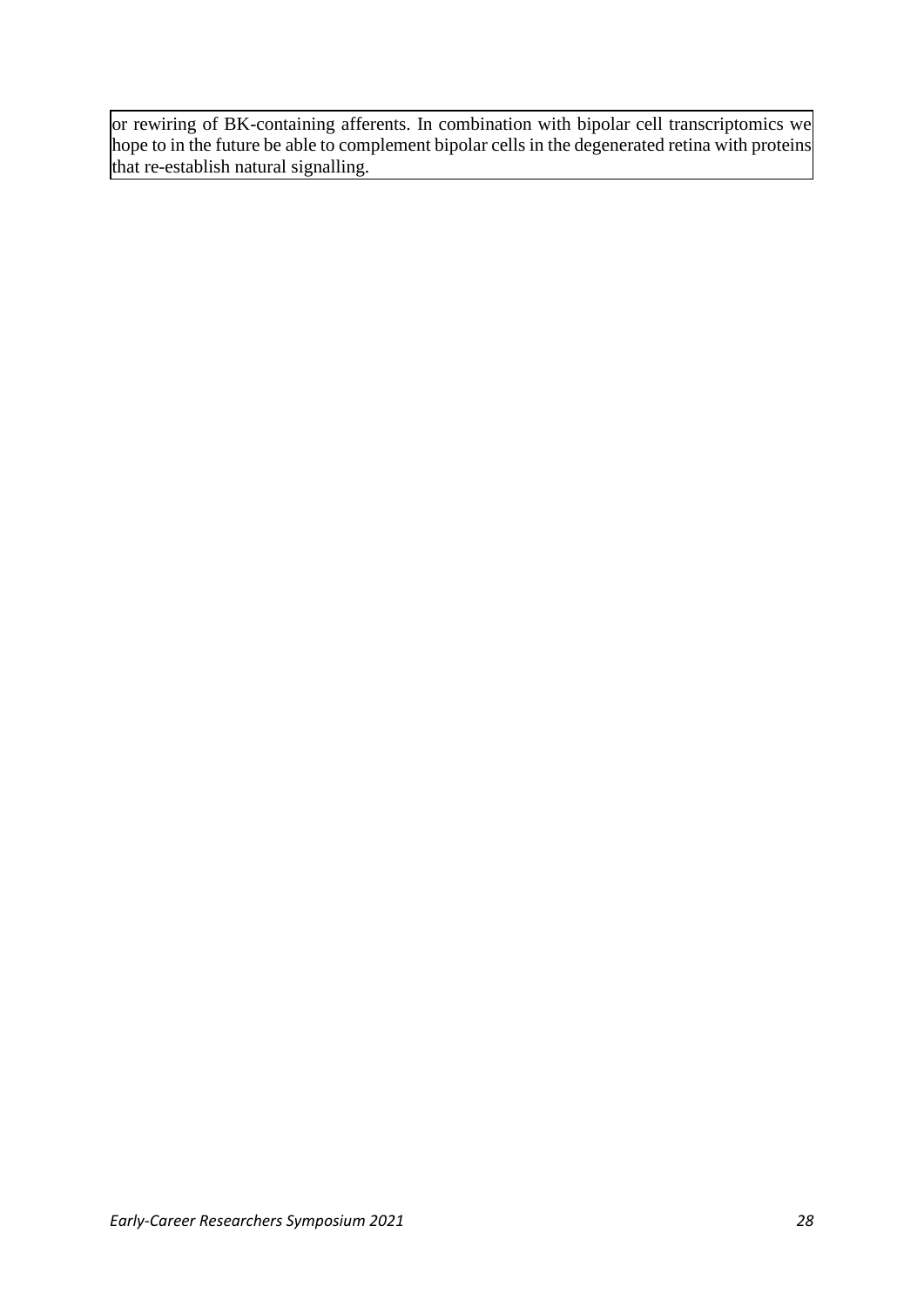or rewiring of BK-containing afferents. In combination with bipolar cell transcriptomics we hope to in the future be able to complement bipolar cells in the degenerated retina with proteins that re-establish natural signalling.